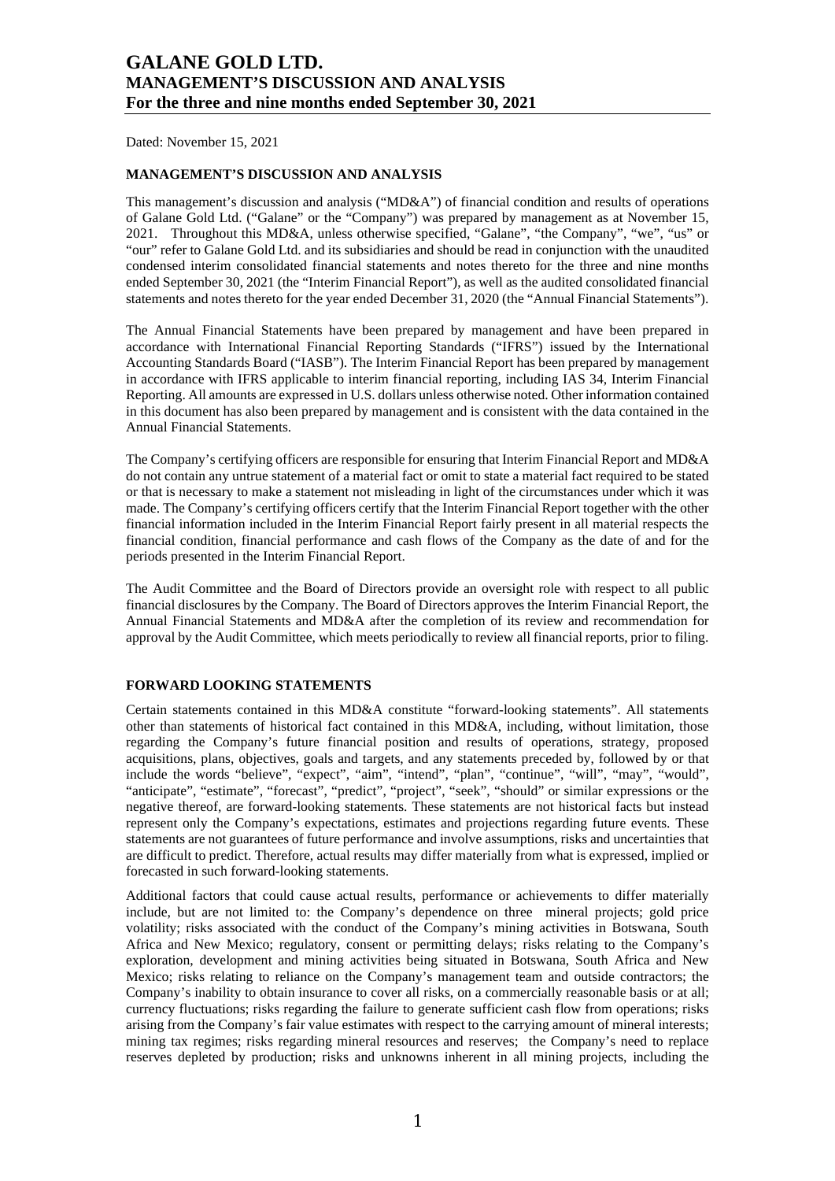# GALANE GOLD LTD.
# MANAGEMENT'S DISCUSSION AND ANALYSIS
# For the three and nine months ended September 30, 2021

Dated: November 15, 2021

## MANAGEMENT'S DISCUSSION AND ANALYSIS

This management's discussion and analysis ("MD&A") of financial condition and results of operations of Galane Gold Ltd. ("Galane" or the "Company") was prepared by management as at November 15, 2021. Throughout this MD&A, unless otherwise specified, "Galane", "the Company", "we", "us" or "our" refer to Galane Gold Ltd. and its subsidiaries and should be read in conjunction with the unaudited condensed interim consolidated financial statements and notes thereto for the three and nine months ended September 30, 2021 (the "Interim Financial Report"), as well as the audited consolidated financial statements and notes thereto for the year ended December 31, 2020 (the "Annual Financial Statements").

The Annual Financial Statements have been prepared by management and have been prepared in accordance with International Financial Reporting Standards ("IFRS") issued by the International Accounting Standards Board ("IASB"). The Interim Financial Report has been prepared by management in accordance with IFRS applicable to interim financial reporting, including IAS 34, Interim Financial Reporting. All amounts are expressed in U.S. dollars unless otherwise noted. Other information contained in this document has also been prepared by management and is consistent with the data contained in the Annual Financial Statements.

The Company's certifying officers are responsible for ensuring that Interim Financial Report and MD&A do not contain any untrue statement of a material fact or omit to state a material fact required to be stated or that is necessary to make a statement not misleading in light of the circumstances under which it was made. The Company's certifying officers certify that the Interim Financial Report together with the other financial information included in the Interim Financial Report fairly present in all material respects the financial condition, financial performance and cash flows of the Company as the date of and for the periods presented in the Interim Financial Report.

The Audit Committee and the Board of Directors provide an oversight role with respect to all public financial disclosures by the Company. The Board of Directors approves the Interim Financial Report, the Annual Financial Statements and MD&A after the completion of its review and recommendation for approval by the Audit Committee, which meets periodically to review all financial reports, prior to filing.

## FORWARD LOOKING STATEMENTS

Certain statements contained in this MD&A constitute "forward-looking statements". All statements other than statements of historical fact contained in this MD&A, including, without limitation, those regarding the Company's future financial position and results of operations, strategy, proposed acquisitions, plans, objectives, goals and targets, and any statements preceded by, followed by or that include the words "believe", "expect", "aim", "intend", "plan", "continue", "will", "may", "would", "anticipate", "estimate", "forecast", "predict", "project", "seek", "should" or similar expressions or the negative thereof, are forward-looking statements. These statements are not historical facts but instead represent only the Company's expectations, estimates and projections regarding future events. These statements are not guarantees of future performance and involve assumptions, risks and uncertainties that are difficult to predict. Therefore, actual results may differ materially from what is expressed, implied or forecasted in such forward-looking statements.

Additional factors that could cause actual results, performance or achievements to differ materially include, but are not limited to: the Company's dependence on three mineral projects; gold price volatility; risks associated with the conduct of the Company's mining activities in Botswana, South Africa and New Mexico; regulatory, consent or permitting delays; risks relating to the Company's exploration, development and mining activities being situated in Botswana, South Africa and New Mexico; risks relating to reliance on the Company's management team and outside contractors; the Company's inability to obtain insurance to cover all risks, on a commercially reasonable basis or at all; currency fluctuations; risks regarding the failure to generate sufficient cash flow from operations; risks arising from the Company's fair value estimates with respect to the carrying amount of mineral interests; mining tax regimes; risks regarding mineral resources and reserves; the Company's need to replace reserves depleted by production; risks and unknowns inherent in all mining projects, including the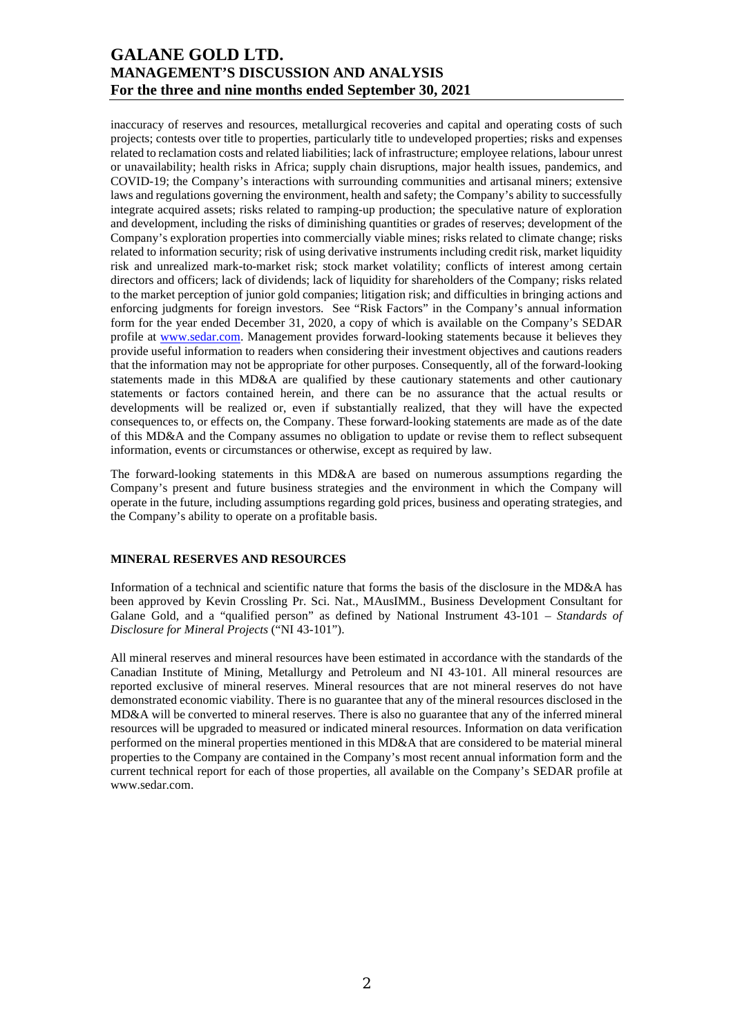inaccuracy of reserves and resources, metallurgical recoveries and capital and operating costs of such projects; contests over title to properties, particularly title to undeveloped properties; risks and expenses related to reclamation costs and related liabilities; lack of infrastructure; employee relations, labour unrest or unavailability; health risks in Africa; supply chain disruptions, major health issues, pandemics, and COVID-19; the Company's interactions with surrounding communities and artisanal miners; extensive laws and regulations governing the environment, health and safety; the Company's ability to successfully integrate acquired assets; risks related to ramping-up production; the speculative nature of exploration and development, including the risks of diminishing quantities or grades of reserves; development of the Company's exploration properties into commercially viable mines; risks related to climate change; risks related to information security; risk of using derivative instruments including credit risk, market liquidity risk and unrealized mark-to-market risk; stock market volatility; conflicts of interest among certain directors and officers; lack of dividends; lack of liquidity for shareholders of the Company; risks related to the market perception of junior gold companies; litigation risk; and difficulties in bringing actions and enforcing judgments for foreign investors. See "Risk Factors" in the Company's annual information form for the year ended December 31, 2020, a copy of which is available on the Company's SEDAR profile at www.sedar.com. Management provides forward-looking statements because it believes they provide useful information to readers when considering their investment objectives and cautions readers that the information may not be appropriate for other purposes. Consequently, all of the forward-looking statements made in this MD&A are qualified by these cautionary statements and other cautionary statements or factors contained herein, and there can be no assurance that the actual results or developments will be realized or, even if substantially realized, that they will have the expected consequences to, or effects on, the Company. These forward-looking statements are made as of the date of this MD&A and the Company assumes no obligation to update or revise them to reflect subsequent information, events or circumstances or otherwise, except as required by law.

The forward-looking statements in this MD&A are based on numerous assumptions regarding the Company's present and future business strategies and the environment in which the Company will operate in the future, including assumptions regarding gold prices, business and operating strategies, and the Company's ability to operate on a profitable basis.

## MINERAL RESERVES AND RESOURCES

Information of a technical and scientific nature that forms the basis of the disclosure in the MD&A has been approved by Kevin Crossling Pr. Sci. Nat., MAusIMM., Business Development Consultant for Galane Gold, and a "qualified person" as defined by National Instrument 43-101 – *Standards of Disclosure for Mineral Projects* ("NI 43-101").

All mineral reserves and mineral resources have been estimated in accordance with the standards of the Canadian Institute of Mining, Metallurgy and Petroleum and NI 43-101. All mineral resources are reported exclusive of mineral reserves. Mineral resources that are not mineral reserves do not have demonstrated economic viability. There is no guarantee that any of the mineral resources disclosed in the MD&A will be converted to mineral reserves. There is also no guarantee that any of the inferred mineral resources will be upgraded to measured or indicated mineral resources. Information on data verification performed on the mineral properties mentioned in this MD&A that are considered to be material mineral properties to the Company are contained in the Company's most recent annual information form and the current technical report for each of those properties, all available on the Company's SEDAR profile at www.sedar.com.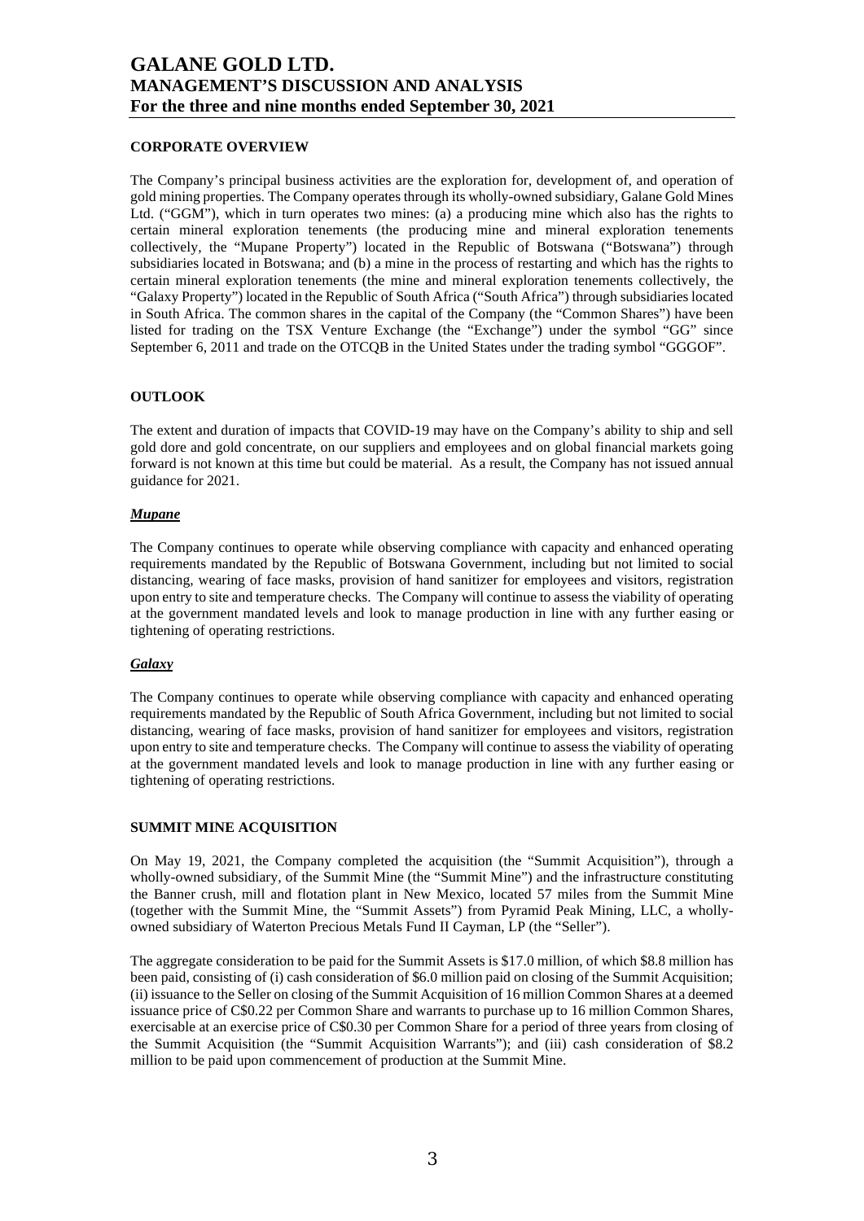## CORPORATE OVERVIEW

The Company's principal business activities are the exploration for, development of, and operation of gold mining properties. The Company operates through its wholly-owned subsidiary, Galane Gold Mines Ltd. ("GGM"), which in turn operates two mines: (a) a producing mine which also has the rights to certain mineral exploration tenements (the producing mine and mineral exploration tenements collectively, the "Mupane Property") located in the Republic of Botswana ("Botswana") through subsidiaries located in Botswana; and (b) a mine in the process of restarting and which has the rights to certain mineral exploration tenements (the mine and mineral exploration tenements collectively, the "Galaxy Property") located in the Republic of South Africa ("South Africa") through subsidiaries located in South Africa. The common shares in the capital of the Company (the "Common Shares") have been listed for trading on the TSX Venture Exchange (the "Exchange") under the symbol "GG" since September 6, 2011 and trade on the OTCQB in the United States under the trading symbol "GGGOF".

## OUTLOOK

The extent and duration of impacts that COVID-19 may have on the Company's ability to ship and sell gold dore and gold concentrate, on our suppliers and employees and on global financial markets going forward is not known at this time but could be material. As a result, the Company has not issued annual guidance for 2021.

### ***Mupane***

The Company continues to operate while observing compliance with capacity and enhanced operating requirements mandated by the Republic of Botswana Government, including but not limited to social distancing, wearing of face masks, provision of hand sanitizer for employees and visitors, registration upon entry to site and temperature checks. The Company will continue to assess the viability of operating at the government mandated levels and look to manage production in line with any further easing or tightening of operating restrictions.

### ***Galaxy***

The Company continues to operate while observing compliance with capacity and enhanced operating requirements mandated by the Republic of South Africa Government, including but not limited to social distancing, wearing of face masks, provision of hand sanitizer for employees and visitors, registration upon entry to site and temperature checks. The Company will continue to assess the viability of operating at the government mandated levels and look to manage production in line with any further easing or tightening of operating restrictions.

## SUMMIT MINE ACQUISITION

On May 19, 2021, the Company completed the acquisition (the "Summit Acquisition"), through a wholly-owned subsidiary, of the Summit Mine (the "Summit Mine") and the infrastructure constituting the Banner crush, mill and flotation plant in New Mexico, located 57 miles from the Summit Mine (together with the Summit Mine, the "Summit Assets") from Pyramid Peak Mining, LLC, a wholly-owned subsidiary of Waterton Precious Metals Fund II Cayman, LP (the "Seller").

The aggregate consideration to be paid for the Summit Assets is $17.0 million, of which $8.8 million has been paid, consisting of (i) cash consideration of $6.0 million paid on closing of the Summit Acquisition; (ii) issuance to the Seller on closing of the Summit Acquisition of 16 million Common Shares at a deemed issuance price of C$0.22 per Common Share and warrants to purchase up to 16 million Common Shares, exercisable at an exercise price of C$0.30 per Common Share for a period of three years from closing of the Summit Acquisition (the "Summit Acquisition Warrants"); and (iii) cash consideration of $8.2 million to be paid upon commencement of production at the Summit Mine.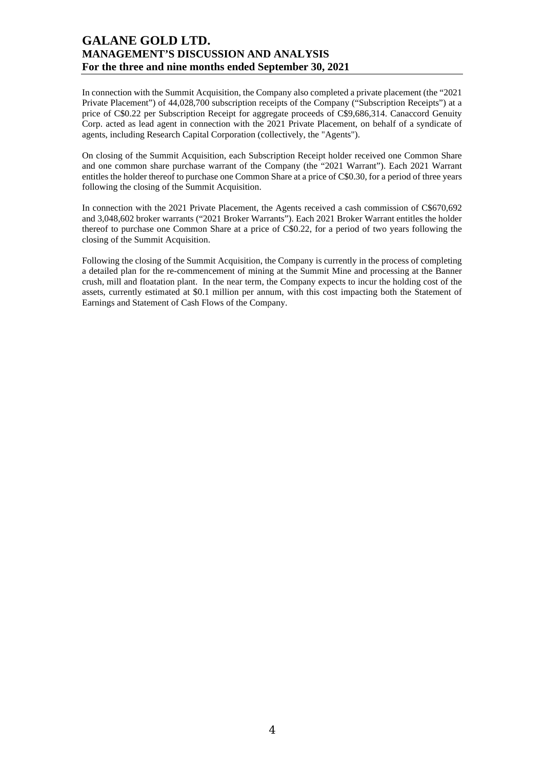In connection with the Summit Acquisition, the Company also completed a private placement (the "2021 Private Placement") of 44,028,700 subscription receipts of the Company ("Subscription Receipts") at a price of C$0.22 per Subscription Receipt for aggregate proceeds of C$9,686,314. Canaccord Genuity Corp. acted as lead agent in connection with the 2021 Private Placement, on behalf of a syndicate of agents, including Research Capital Corporation (collectively, the "Agents").

On closing of the Summit Acquisition, each Subscription Receipt holder received one Common Share and one common share purchase warrant of the Company (the "2021 Warrant"). Each 2021 Warrant entitles the holder thereof to purchase one Common Share at a price of C$0.30, for a period of three years following the closing of the Summit Acquisition.

In connection with the 2021 Private Placement, the Agents received a cash commission of C$670,692 and 3,048,602 broker warrants ("2021 Broker Warrants"). Each 2021 Broker Warrant entitles the holder thereof to purchase one Common Share at a price of C$0.22, for a period of two years following the closing of the Summit Acquisition.

Following the closing of the Summit Acquisition, the Company is currently in the process of completing a detailed plan for the re-commencement of mining at the Summit Mine and processing at the Banner crush, mill and floatation plant. In the near term, the Company expects to incur the holding cost of the assets, currently estimated at $0.1 million per annum, with this cost impacting both the Statement of Earnings and Statement of Cash Flows of the Company.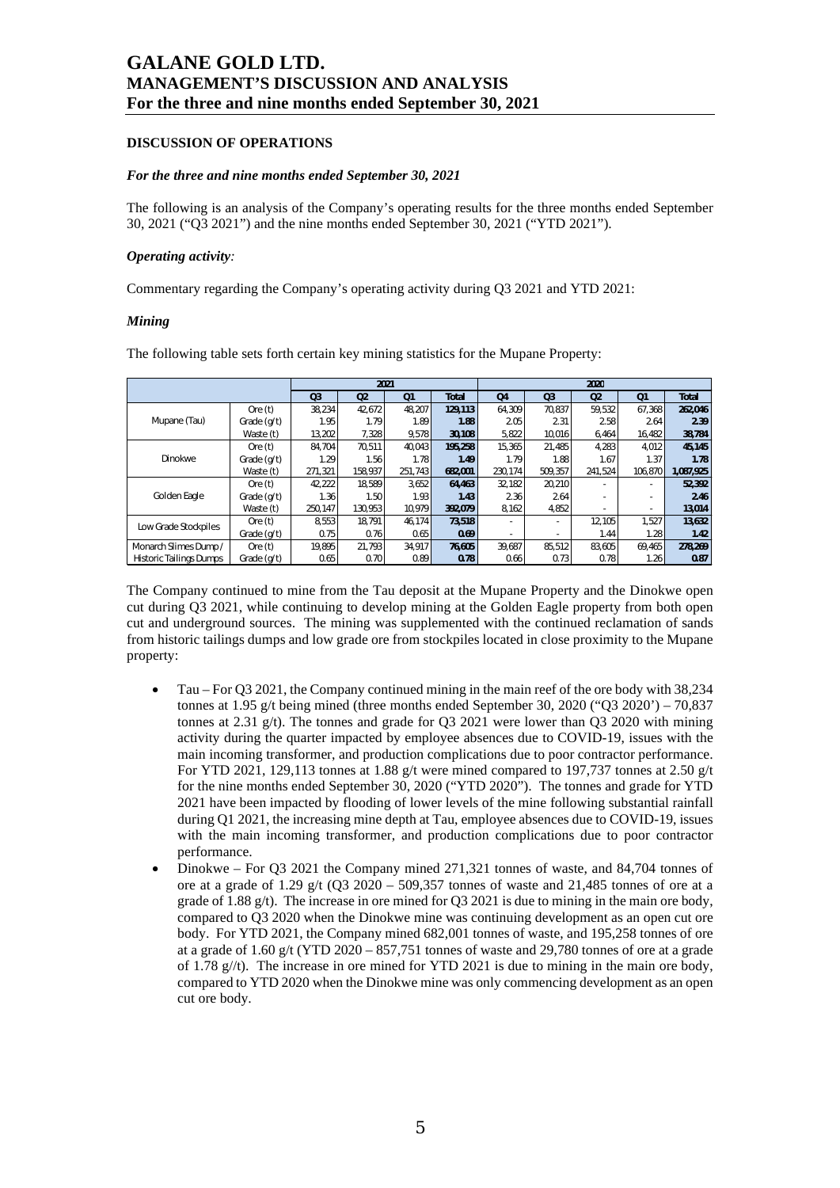## DISCUSSION OF OPERATIONS

### *For the three and nine months ended September 30, 2021*

The following is an analysis of the Company's operating results for the three months ended September 30, 2021 ("Q3 2021") and the nine months ended September 30, 2021 ("YTD 2021").

### *Operating activity:*

Commentary regarding the Company's operating activity during Q3 2021 and YTD 2021:

### *Mining*

The following table sets forth certain key mining statistics for the Mupane Property:

| | | 2021 | | | | 2020 | | | | |
|---|---|---|---|---|---|---|---|---|---|---|
| | | Q3 | Q2 | Q1 | Total | Q4 | Q3 | Q2 | Q1 | Total |
| Mupane (Tau) | Ore (t) | 38,234 | 42,672 | 48,207 | **129,113** | 64,309 | 70,837 | 59,532 | 67,368 | **262,046** |
| | Grade (g/t) | 1.95 | 1.79 | 1.89 | **1.88** | 2.05 | 2.31 | 2.58 | 2.64 | **2.39** |
| | Waste (t) | 13,202 | 7,328 | 9,578 | **30,108** | 5,822 | 10,016 | 6,464 | 16,482 | **38,784** |
| Dinokwe | Ore (t) | 84,704 | 70,511 | 40,043 | **195,258** | 15,365 | 21,485 | 4,283 | 4,012 | **45,145** |
| | Grade (g/t) | 1.29 | 1.56 | 1.78 | **1.49** | 1.79 | 1.88 | 1.67 | 1.37 | **1.78** |
| | Waste (t) | 271,321 | 158,937 | 251,743 | **682,001** | 230,174 | 509,357 | 241,524 | 106,870 | **1,087,925** |
| Golden Eagle | Ore (t) | 42,222 | 18,589 | 3,652 | **64,463** | 32,182 | 20,210 | - | - | **52,392** |
| | Grade (g/t) | 1.36 | 1.50 | 1.93 | **1.43** | 2.36 | 2.64 | - | - | **2.46** |
| | Waste (t) | 250,147 | 130,953 | 10,979 | **392,079** | 8,162 | 4,852 | - | - | **13,014** |
| Low Grade Stockpiles | Ore (t) | 8,553 | 18,791 | 46,174 | **73,518** | - | - | 12,105 | 1,527 | **13,632** |
| | Grade (g/t) | 0.75 | 0.76 | 0.65 | **0.69** | - | - | 1.44 | 1.28 | **1.42** |
| Monarch Slimes Dump / Historic Tailings Dumps | Ore (t) | 19,895 | 21,793 | 34,917 | **76,605** | 39,687 | 85,512 | 83,605 | 69,465 | **278,269** |
| | Grade (g/t) | 0.65 | 0.70 | 0.89 | **0.78** | 0.66 | 0.73 | 0.78 | 1.26 | **0.87** |

The Company continued to mine from the Tau deposit at the Mupane Property and the Dinokwe open cut during Q3 2021, while continuing to develop mining at the Golden Eagle property from both open cut and underground sources. The mining was supplemented with the continued reclamation of sands from historic tailings dumps and low grade ore from stockpiles located in close proximity to the Mupane property:

- Tau – For Q3 2021, the Company continued mining in the main reef of the ore body with 38,234 tonnes at 1.95 g/t being mined (three months ended September 30, 2020 ("Q3 2020') – 70,837 tonnes at 2.31 g/t). The tonnes and grade for Q3 2021 were lower than Q3 2020 with mining activity during the quarter impacted by employee absences due to COVID-19, issues with the main incoming transformer, and production complications due to poor contractor performance. For YTD 2021, 129,113 tonnes at 1.88 g/t were mined compared to 197,737 tonnes at 2.50 g/t for the nine months ended September 30, 2020 ("YTD 2020"). The tonnes and grade for YTD 2021 have been impacted by flooding of lower levels of the mine following substantial rainfall during Q1 2021, the increasing mine depth at Tau, employee absences due to COVID-19, issues with the main incoming transformer, and production complications due to poor contractor performance.
- Dinokwe – For Q3 2021 the Company mined 271,321 tonnes of waste, and 84,704 tonnes of ore at a grade of 1.29 g/t (Q3 2020 – 509,357 tonnes of waste and 21,485 tonnes of ore at a grade of 1.88 g/t). The increase in ore mined for Q3 2021 is due to mining in the main ore body, compared to Q3 2020 when the Dinokwe mine was continuing development as an open cut ore body. For YTD 2021, the Company mined 682,001 tonnes of waste, and 195,258 tonnes of ore at a grade of 1.60 g/t (YTD 2020 – 857,751 tonnes of waste and 29,780 tonnes of ore at a grade of 1.78 g//t). The increase in ore mined for YTD 2021 is due to mining in the main ore body, compared to YTD 2020 when the Dinokwe mine was only commencing development as an open cut ore body.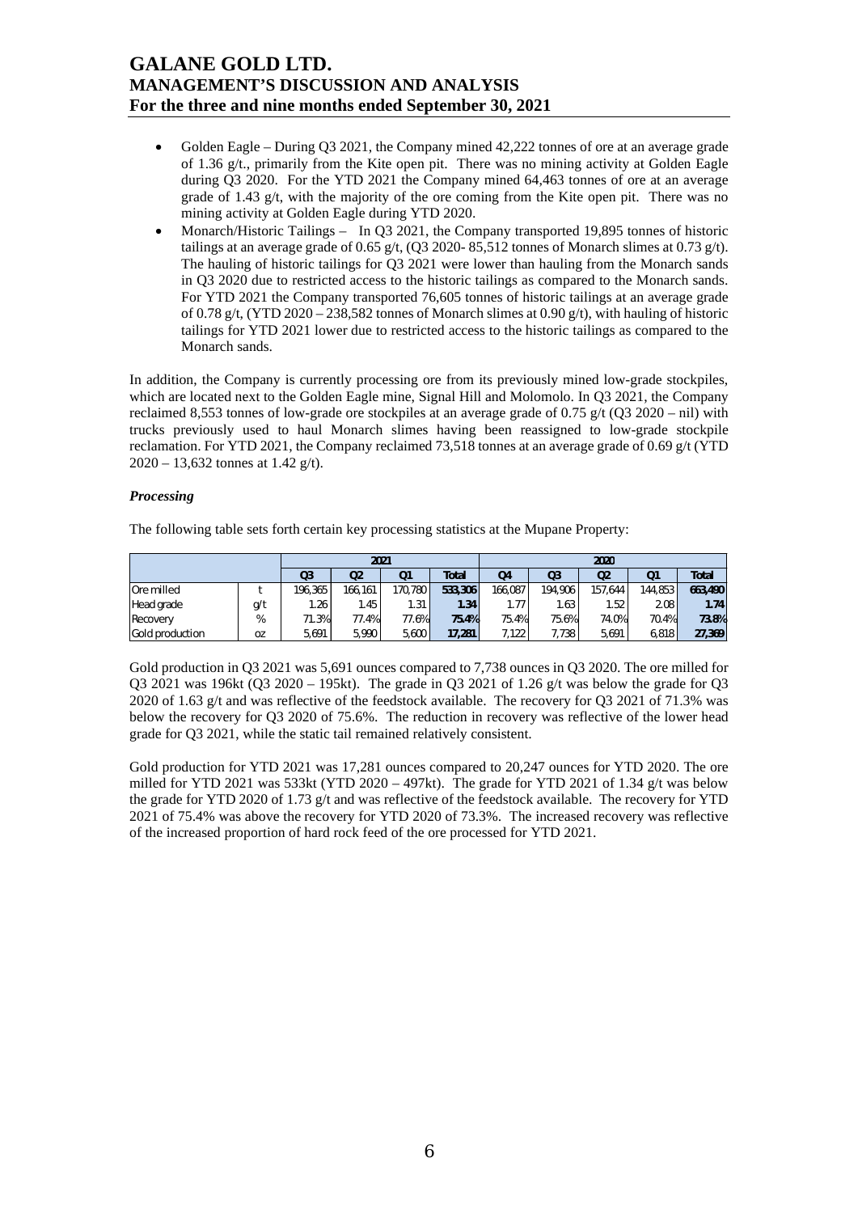- Golden Eagle – During Q3 2021, the Company mined 42,222 tonnes of ore at an average grade of 1.36 g/t., primarily from the Kite open pit. There was no mining activity at Golden Eagle during Q3 2020. For the YTD 2021 the Company mined 64,463 tonnes of ore at an average grade of 1.43 g/t, with the majority of the ore coming from the Kite open pit. There was no mining activity at Golden Eagle during YTD 2020.
- Monarch/Historic Tailings – In Q3 2021, the Company transported 19,895 tonnes of historic tailings at an average grade of 0.65 g/t, (Q3 2020- 85,512 tonnes of Monarch slimes at 0.73 g/t). The hauling of historic tailings for Q3 2021 were lower than hauling from the Monarch sands in Q3 2020 due to restricted access to the historic tailings as compared to the Monarch sands. For YTD 2021 the Company transported 76,605 tonnes of historic tailings at an average grade of 0.78 g/t, (YTD 2020 – 238,582 tonnes of Monarch slimes at 0.90 g/t), with hauling of historic tailings for YTD 2021 lower due to restricted access to the historic tailings as compared to the Monarch sands.

In addition, the Company is currently processing ore from its previously mined low-grade stockpiles, which are located next to the Golden Eagle mine, Signal Hill and Molomolo. In Q3 2021, the Company reclaimed 8,553 tonnes of low-grade ore stockpiles at an average grade of 0.75 g/t (Q3 2020 – nil) with trucks previously used to haul Monarch slimes having been reassigned to low-grade stockpile reclamation. For YTD 2021, the Company reclaimed 73,518 tonnes at an average grade of 0.69 g/t (YTD 2020 – 13,632 tonnes at 1.42 g/t).

### *Processing*

The following table sets forth certain key processing statistics at the Mupane Property:

| | | 2021 | | | | 2020 | | | | |
|---|---|---|---|---|---|---|---|---|---|---|
| | | Q3 | Q2 | Q1 | Total | Q4 | Q3 | Q2 | Q1 | Total |
| Ore milled | t | 196,365 | 166,161 | 170,780 | **533,306** | 166,087 | 194,906 | 157,644 | 144,853 | **663,490** |
| Head grade | g/t | 1.26 | 1.45 | 1.31 | **1.34** | 1.77 | 1.63 | 1.52 | 2.08 | **1.74** |
| Recovery | % | 71.3% | 77.4% | 77.6% | **75.4%** | 75.4% | 75.6% | 74.0% | 70.4% | **73.8%** |
| Gold production | oz | 5,691 | 5,990 | 5,600 | **17,281** | 7,122 | 7,738 | 5,691 | 6,818 | **27,369** |

Gold production in Q3 2021 was 5,691 ounces compared to 7,738 ounces in Q3 2020. The ore milled for Q3 2021 was 196kt (Q3 2020 – 195kt). The grade in Q3 2021 of 1.26 g/t was below the grade for Q3 2020 of 1.63 g/t and was reflective of the feedstock available. The recovery for Q3 2021 of 71.3% was below the recovery for Q3 2020 of 75.6%. The reduction in recovery was reflective of the lower head grade for Q3 2021, while the static tail remained relatively consistent.

Gold production for YTD 2021 was 17,281 ounces compared to 20,247 ounces for YTD 2020. The ore milled for YTD 2021 was 533kt (YTD 2020 – 497kt). The grade for YTD 2021 of 1.34 g/t was below the grade for YTD 2020 of 1.73 g/t and was reflective of the feedstock available. The recovery for YTD 2021 of 75.4% was above the recovery for YTD 2020 of 73.3%. The increased recovery was reflective of the increased proportion of hard rock feed of the ore processed for YTD 2021.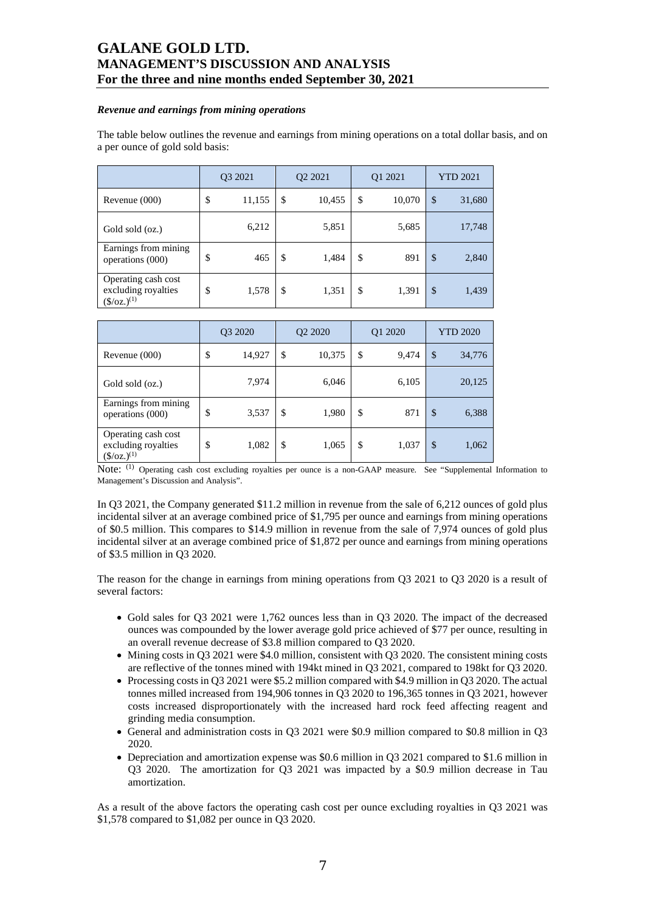### *Revenue and earnings from mining operations*

The table below outlines the revenue and earnings from mining operations on a total dollar basis, and on a per ounce of gold sold basis:

| | Q3 2021 | Q2 2021 | Q1 2021 | YTD 2021 |
|---|---|---|---|---|
| Revenue (000) | $ 11,155 | $ 10,455 | $ 10,070 | $ 31,680 |
| Gold sold (oz.) | 6,212 | 5,851 | 5,685 | 17,748 |
| Earnings from mining operations (000) | $ 465 | $ 1,484 | $ 891 | $ 2,840 |
| Operating cash cost excluding royalties ($/oz.)(1) | $ 1,578 | $ 1,351 | $ 1,391 | $ 1,439 |

| | Q3 2020 | Q2 2020 | Q1 2020 | YTD 2020 |
|---|---|---|---|---|
| Revenue (000) | $ 14,927 | $ 10,375 | $ 9,474 | $ 34,776 |
| Gold sold (oz.) | 7,974 | 6,046 | 6,105 | 20,125 |
| Earnings from mining operations (000) | $ 3,537 | $ 1,980 | $ 871 | $ 6,388 |
| Operating cash cost excluding royalties ($/oz.)(1) | $ 1,082 | $ 1,065 | $ 1,037 | $ 1,062 |

Note: (1) Operating cash cost excluding royalties per ounce is a non-GAAP measure. See "Supplemental Information to Management's Discussion and Analysis".

In Q3 2021, the Company generated $11.2 million in revenue from the sale of 6,212 ounces of gold plus incidental silver at an average combined price of $1,795 per ounce and earnings from mining operations of $0.5 million. This compares to $14.9 million in revenue from the sale of 7,974 ounces of gold plus incidental silver at an average combined price of $1,872 per ounce and earnings from mining operations of $3.5 million in Q3 2020.

The reason for the change in earnings from mining operations from Q3 2021 to Q3 2020 is a result of several factors:

- Gold sales for Q3 2021 were 1,762 ounces less than in Q3 2020. The impact of the decreased ounces was compounded by the lower average gold price achieved of $77 per ounce, resulting in an overall revenue decrease of $3.8 million compared to Q3 2020.
- Mining costs in Q3 2021 were $4.0 million, consistent with Q3 2020. The consistent mining costs are reflective of the tonnes mined with 194kt mined in Q3 2021, compared to 198kt for Q3 2020.
- Processing costs in Q3 2021 were $5.2 million compared with $4.9 million in Q3 2020. The actual tonnes milled increased from 194,906 tonnes in Q3 2020 to 196,365 tonnes in Q3 2021, however costs increased disproportionately with the increased hard rock feed affecting reagent and grinding media consumption.
- General and administration costs in Q3 2021 were $0.9 million compared to $0.8 million in Q3 2020.
- Depreciation and amortization expense was $0.6 million in Q3 2021 compared to $1.6 million in Q3 2020. The amortization for Q3 2021 was impacted by a $0.9 million decrease in Tau amortization.

As a result of the above factors the operating cash cost per ounce excluding royalties in Q3 2021 was $1,578 compared to $1,082 per ounce in Q3 2020.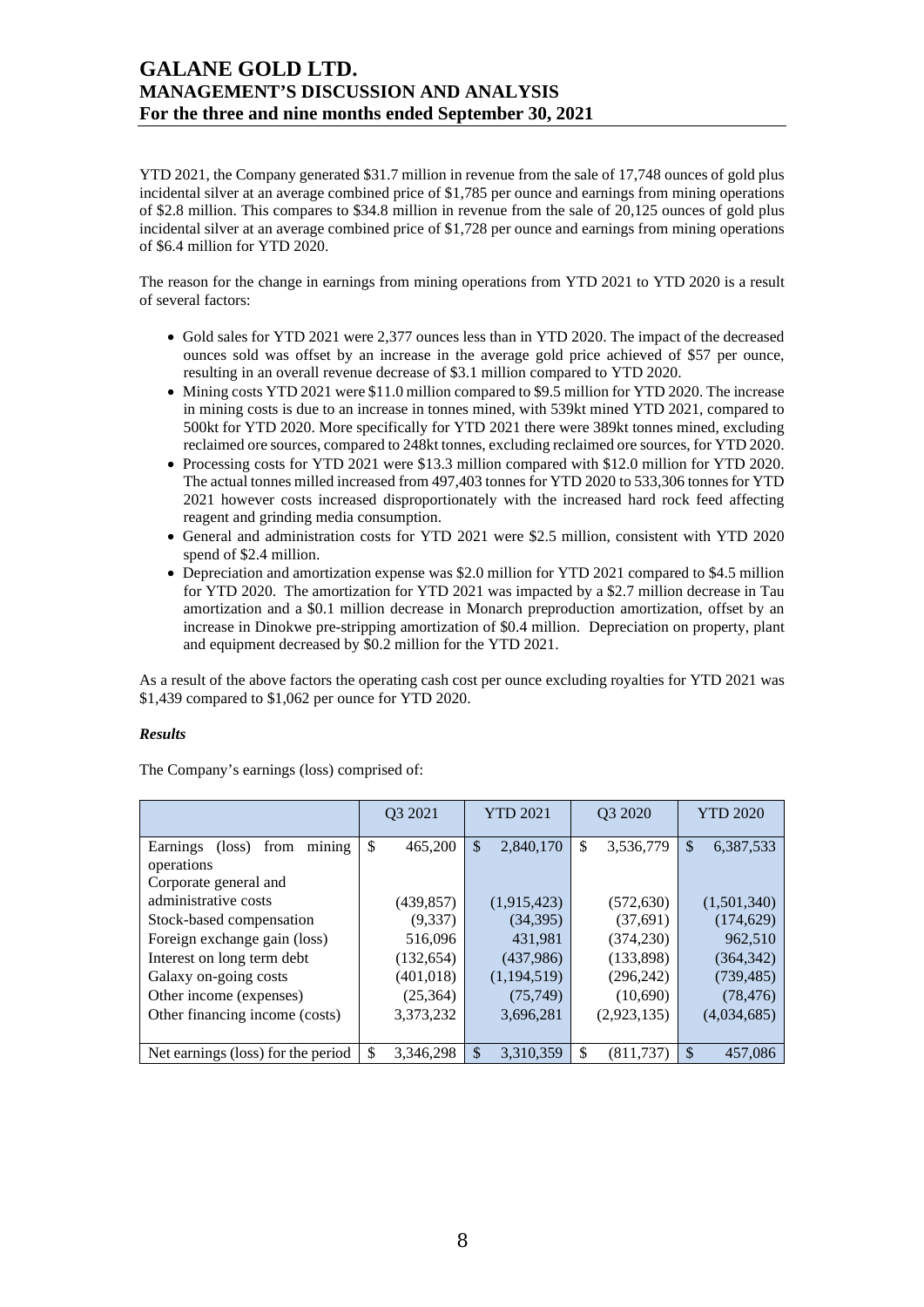YTD 2021, the Company generated $31.7 million in revenue from the sale of 17,748 ounces of gold plus incidental silver at an average combined price of $1,785 per ounce and earnings from mining operations of $2.8 million. This compares to $34.8 million in revenue from the sale of 20,125 ounces of gold plus incidental silver at an average combined price of $1,728 per ounce and earnings from mining operations of $6.4 million for YTD 2020.

The reason for the change in earnings from mining operations from YTD 2021 to YTD 2020 is a result of several factors:

- Gold sales for YTD 2021 were 2,377 ounces less than in YTD 2020. The impact of the decreased ounces sold was offset by an increase in the average gold price achieved of $57 per ounce, resulting in an overall revenue decrease of $3.1 million compared to YTD 2020.
- Mining costs YTD 2021 were $11.0 million compared to $9.5 million for YTD 2020. The increase in mining costs is due to an increase in tonnes mined, with 539kt mined YTD 2021, compared to 500kt for YTD 2020. More specifically for YTD 2021 there were 389kt tonnes mined, excluding reclaimed ore sources, compared to 248kt tonnes, excluding reclaimed ore sources, for YTD 2020.
- Processing costs for YTD 2021 were $13.3 million compared with $12.0 million for YTD 2020. The actual tonnes milled increased from 497,403 tonnes for YTD 2020 to 533,306 tonnes for YTD 2021 however costs increased disproportionately with the increased hard rock feed affecting reagent and grinding media consumption.
- General and administration costs for YTD 2021 were $2.5 million, consistent with YTD 2020 spend of $2.4 million.
- Depreciation and amortization expense was $2.0 million for YTD 2021 compared to $4.5 million for YTD 2020. The amortization for YTD 2021 was impacted by a $2.7 million decrease in Tau amortization and a $0.1 million decrease in Monarch preproduction amortization, offset by an increase in Dinokwe pre-stripping amortization of $0.4 million. Depreciation on property, plant and equipment decreased by $0.2 million for the YTD 2021.

As a result of the above factors the operating cash cost per ounce excluding royalties for YTD 2021 was $1,439 compared to $1,062 per ounce for YTD 2020.

***Results***

The Company's earnings (loss) comprised of:

| | Q3 2021 | YTD 2021 | Q3 2020 | YTD 2020 |
|---|---|---|---|---|
| Earnings (loss) from mining operations | $ 465,200 | $ 2,840,170 | $ 3,536,779 | $ 6,387,533 |
| Corporate general and administrative costs | (439,857) | (1,915,423) | (572,630) | (1,501,340) |
| Stock-based compensation | (9,337) | (34,395) | (37,691) | (174,629) |
| Foreign exchange gain (loss) | 516,096 | 431,981 | (374,230) | 962,510 |
| Interest on long term debt | (132,654) | (437,986) | (133,898) | (364,342) |
| Galaxy on-going costs | (401,018) | (1,194,519) | (296,242) | (739,485) |
| Other income (expenses) | (25,364) | (75,749) | (10,690) | (78,476) |
| Other financing income (costs) | 3,373,232 | 3,696,281 | (2,923,135) | (4,034,685) |
| Net earnings (loss) for the period | $ 3,346,298 | $ 3,310,359 | $ (811,737) | $ 457,086 |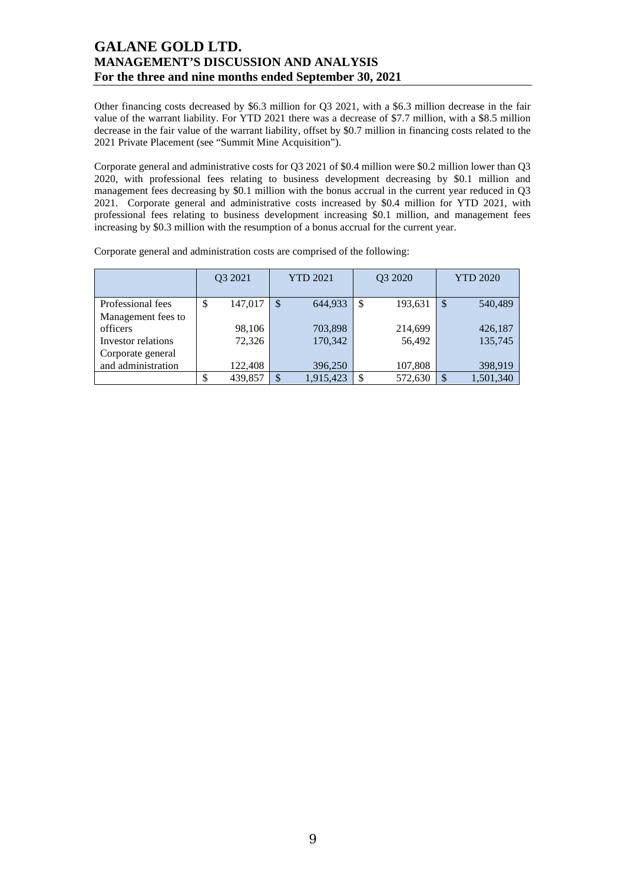Other financing costs decreased by $6.3 million for Q3 2021, with a $6.3 million decrease in the fair value of the warrant liability. For YTD 2021 there was a decrease of $7.7 million, with a $8.5 million decrease in the fair value of the warrant liability, offset by $0.7 million in financing costs related to the 2021 Private Placement (see "Summit Mine Acquisition").

Corporate general and administrative costs for Q3 2021 of $0.4 million were $0.2 million lower than Q3 2020, with professional fees relating to business development decreasing by $0.1 million and management fees decreasing by $0.1 million with the bonus accrual in the current year reduced in Q3 2021. Corporate general and administrative costs increased by $0.4 million for YTD 2021, with professional fees relating to business development increasing $0.1 million, and management fees increasing by $0.3 million with the resumption of a bonus accrual for the current year.

Corporate general and administration costs are comprised of the following:

| | Q3 2021 | YTD 2021 | Q3 2020 | YTD 2020 |
|---|---|---|---|---|
| Professional fees | $ 147,017 | $ 644,933 | $ 193,631 | $ 540,489 |
| Management fees to officers | 98,106 | 703,898 | 214,699 | 426,187 |
| Investor relations | 72,326 | 170,342 | 56,492 | 135,745 |
| Corporate general and administration | 122,408 | 396,250 | 107,808 | 398,919 |
| | $ 439,857 | $ 1,915,423 | $ 572,630 | $ 1,501,340 |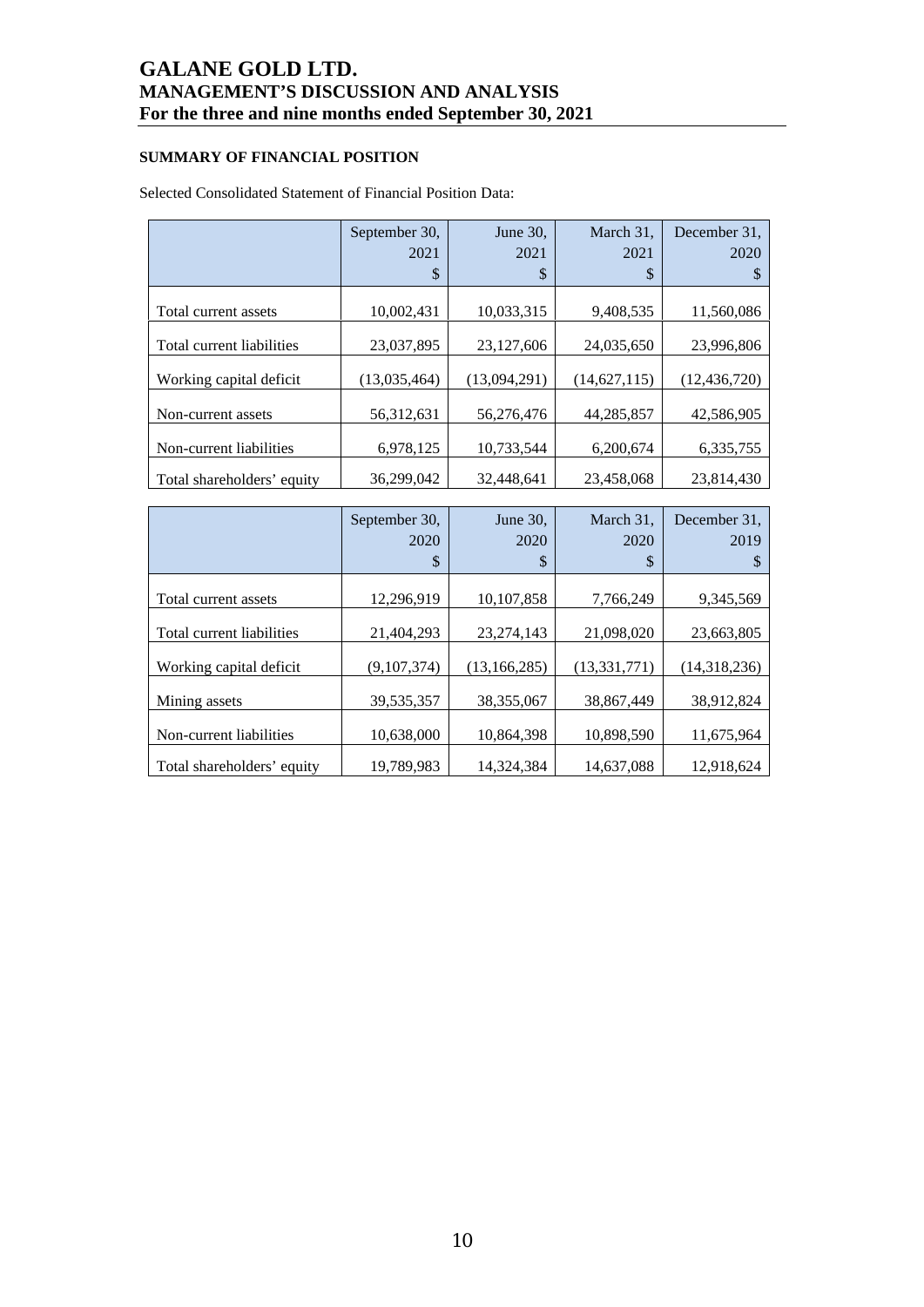## SUMMARY OF FINANCIAL POSITION

Selected Consolidated Statement of Financial Position Data:

| | September 30, 2021 $ | June 30, 2021 $ | March 31, 2021 $ | December 31, 2020 $ |
|---|---|---|---|---|
| Total current assets | 10,002,431 | 10,033,315 | 9,408,535 | 11,560,086 |
| Total current liabilities | 23,037,895 | 23,127,606 | 24,035,650 | 23,996,806 |
| Working capital deficit | (13,035,464) | (13,094,291) | (14,627,115) | (12,436,720) |
| Non-current assets | 56,312,631 | 56,276,476 | 44,285,857 | 42,586,905 |
| Non-current liabilities | 6,978,125 | 10,733,544 | 6,200,674 | 6,335,755 |
| Total shareholders' equity | 36,299,042 | 32,448,641 | 23,458,068 | 23,814,430 |

| | September 30, 2020 $ | June 30, 2020 $ | March 31, 2020 $ | December 31, 2019 $ |
|---|---|---|---|---|
| Total current assets | 12,296,919 | 10,107,858 | 7,766,249 | 9,345,569 |
| Total current liabilities | 21,404,293 | 23,274,143 | 21,098,020 | 23,663,805 |
| Working capital deficit | (9,107,374) | (13,166,285) | (13,331,771) | (14,318,236) |
| Mining assets | 39,535,357 | 38,355,067 | 38,867,449 | 38,912,824 |
| Non-current liabilities | 10,638,000 | 10,864,398 | 10,898,590 | 11,675,964 |
| Total shareholders' equity | 19,789,983 | 14,324,384 | 14,637,088 | 12,918,624 |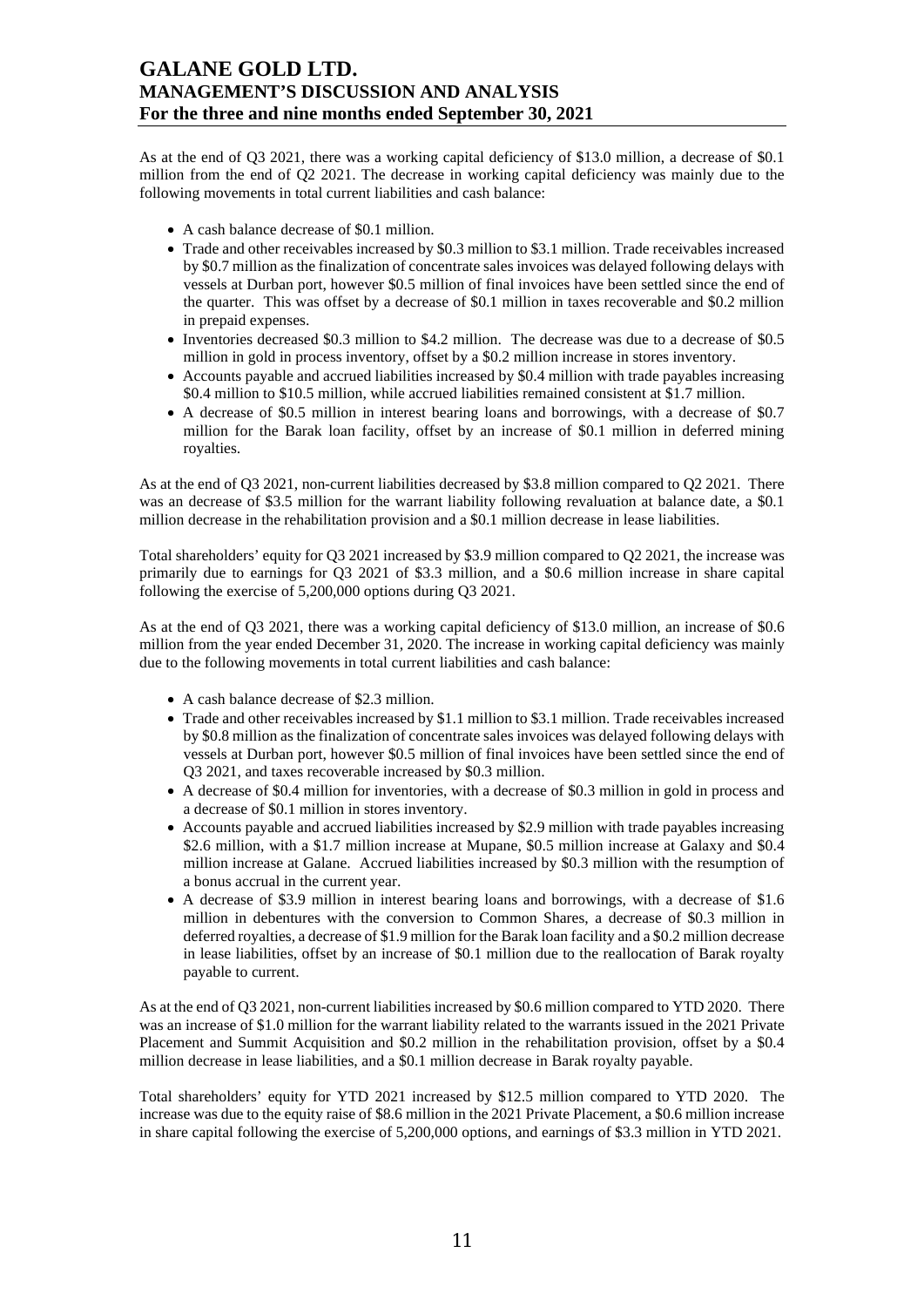As at the end of Q3 2021, there was a working capital deficiency of $13.0 million, a decrease of $0.1 million from the end of Q2 2021. The decrease in working capital deficiency was mainly due to the following movements in total current liabilities and cash balance:

- A cash balance decrease of $0.1 million.
- Trade and other receivables increased by $0.3 million to $3.1 million. Trade receivables increased by $0.7 million as the finalization of concentrate sales invoices was delayed following delays with vessels at Durban port, however $0.5 million of final invoices have been settled since the end of the quarter. This was offset by a decrease of $0.1 million in taxes recoverable and $0.2 million in prepaid expenses.
- Inventories decreased $0.3 million to $4.2 million. The decrease was due to a decrease of $0.5 million in gold in process inventory, offset by a $0.2 million increase in stores inventory.
- Accounts payable and accrued liabilities increased by $0.4 million with trade payables increasing $0.4 million to $10.5 million, while accrued liabilities remained consistent at $1.7 million.
- A decrease of $0.5 million in interest bearing loans and borrowings, with a decrease of $0.7 million for the Barak loan facility, offset by an increase of $0.1 million in deferred mining royalties.

As at the end of Q3 2021, non-current liabilities decreased by $3.8 million compared to Q2 2021. There was an decrease of $3.5 million for the warrant liability following revaluation at balance date, a $0.1 million decrease in the rehabilitation provision and a $0.1 million decrease in lease liabilities.

Total shareholders' equity for Q3 2021 increased by $3.9 million compared to Q2 2021, the increase was primarily due to earnings for Q3 2021 of $3.3 million, and a $0.6 million increase in share capital following the exercise of 5,200,000 options during Q3 2021.

As at the end of Q3 2021, there was a working capital deficiency of $13.0 million, an increase of $0.6 million from the year ended December 31, 2020. The increase in working capital deficiency was mainly due to the following movements in total current liabilities and cash balance:

- A cash balance decrease of $2.3 million.
- Trade and other receivables increased by $1.1 million to $3.1 million. Trade receivables increased by $0.8 million as the finalization of concentrate sales invoices was delayed following delays with vessels at Durban port, however $0.5 million of final invoices have been settled since the end of Q3 2021, and taxes recoverable increased by $0.3 million.
- A decrease of $0.4 million for inventories, with a decrease of $0.3 million in gold in process and a decrease of $0.1 million in stores inventory.
- Accounts payable and accrued liabilities increased by $2.9 million with trade payables increasing $2.6 million, with a $1.7 million increase at Mupane, $0.5 million increase at Galaxy and $0.4 million increase at Galane. Accrued liabilities increased by $0.3 million with the resumption of a bonus accrual in the current year.
- A decrease of $3.9 million in interest bearing loans and borrowings, with a decrease of $1.6 million in debentures with the conversion to Common Shares, a decrease of $0.3 million in deferred royalties, a decrease of $1.9 million for the Barak loan facility and a $0.2 million decrease in lease liabilities, offset by an increase of $0.1 million due to the reallocation of Barak royalty payable to current.

As at the end of Q3 2021, non-current liabilities increased by $0.6 million compared to YTD 2020. There was an increase of $1.0 million for the warrant liability related to the warrants issued in the 2021 Private Placement and Summit Acquisition and $0.2 million in the rehabilitation provision, offset by a $0.4 million decrease in lease liabilities, and a $0.1 million decrease in Barak royalty payable.

Total shareholders' equity for YTD 2021 increased by $12.5 million compared to YTD 2020. The increase was due to the equity raise of $8.6 million in the 2021 Private Placement, a $0.6 million increase in share capital following the exercise of 5,200,000 options, and earnings of $3.3 million in YTD 2021.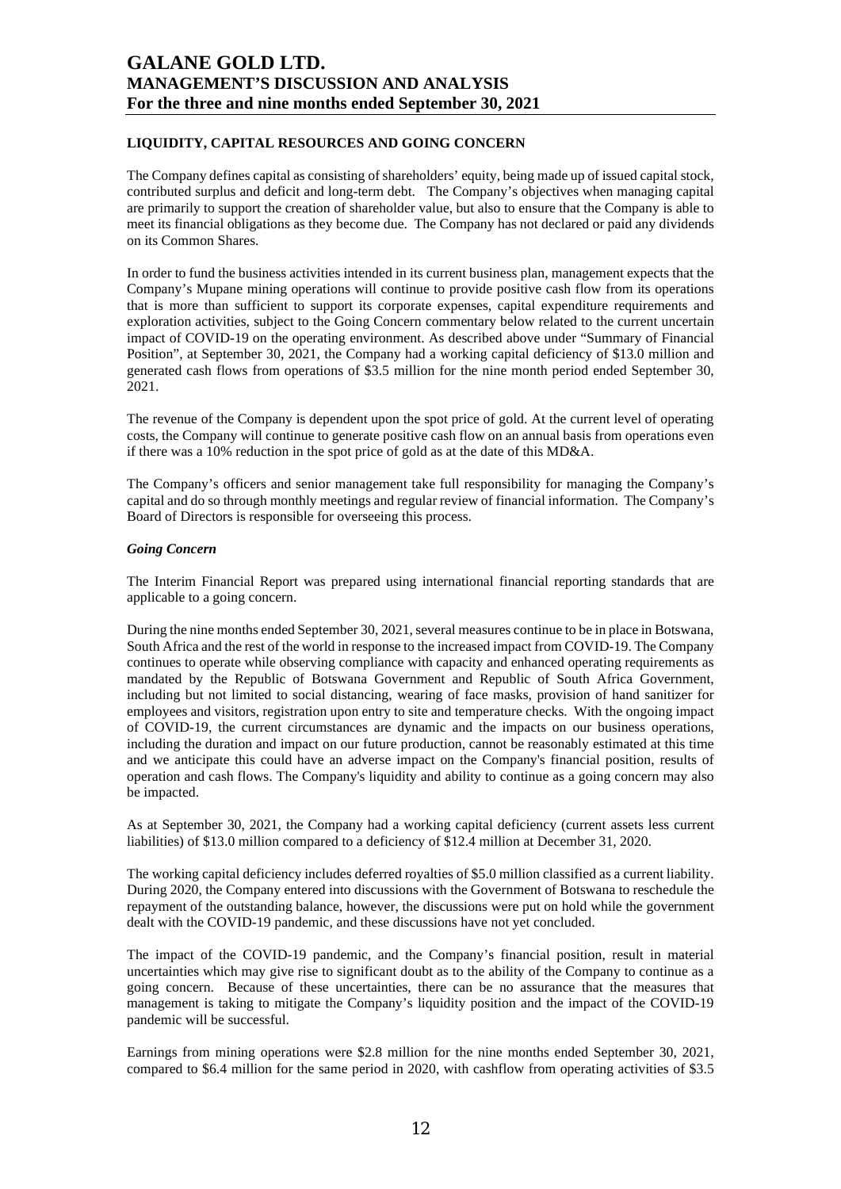## LIQUIDITY, CAPITAL RESOURCES AND GOING CONCERN

The Company defines capital as consisting of shareholders' equity, being made up of issued capital stock, contributed surplus and deficit and long-term debt. The Company's objectives when managing capital are primarily to support the creation of shareholder value, but also to ensure that the Company is able to meet its financial obligations as they become due. The Company has not declared or paid any dividends on its Common Shares.

In order to fund the business activities intended in its current business plan, management expects that the Company's Mupane mining operations will continue to provide positive cash flow from its operations that is more than sufficient to support its corporate expenses, capital expenditure requirements and exploration activities, subject to the Going Concern commentary below related to the current uncertain impact of COVID-19 on the operating environment. As described above under "Summary of Financial Position", at September 30, 2021, the Company had a working capital deficiency of $13.0 million and generated cash flows from operations of $3.5 million for the nine month period ended September 30, 2021.

The revenue of the Company is dependent upon the spot price of gold. At the current level of operating costs, the Company will continue to generate positive cash flow on an annual basis from operations even if there was a 10% reduction in the spot price of gold as at the date of this MD&A.

The Company's officers and senior management take full responsibility for managing the Company's capital and do so through monthly meetings and regular review of financial information. The Company's Board of Directors is responsible for overseeing this process.

### *Going Concern*

The Interim Financial Report was prepared using international financial reporting standards that are applicable to a going concern.

During the nine months ended September 30, 2021, several measures continue to be in place in Botswana, South Africa and the rest of the world in response to the increased impact from COVID-19. The Company continues to operate while observing compliance with capacity and enhanced operating requirements as mandated by the Republic of Botswana Government and Republic of South Africa Government, including but not limited to social distancing, wearing of face masks, provision of hand sanitizer for employees and visitors, registration upon entry to site and temperature checks. With the ongoing impact of COVID-19, the current circumstances are dynamic and the impacts on our business operations, including the duration and impact on our future production, cannot be reasonably estimated at this time and we anticipate this could have an adverse impact on the Company's financial position, results of operation and cash flows. The Company's liquidity and ability to continue as a going concern may also be impacted.

As at September 30, 2021, the Company had a working capital deficiency (current assets less current liabilities) of $13.0 million compared to a deficiency of $12.4 million at December 31, 2020.

The working capital deficiency includes deferred royalties of $5.0 million classified as a current liability. During 2020, the Company entered into discussions with the Government of Botswana to reschedule the repayment of the outstanding balance, however, the discussions were put on hold while the government dealt with the COVID-19 pandemic, and these discussions have not yet concluded.

The impact of the COVID-19 pandemic, and the Company's financial position, result in material uncertainties which may give rise to significant doubt as to the ability of the Company to continue as a going concern. Because of these uncertainties, there can be no assurance that the measures that management is taking to mitigate the Company's liquidity position and the impact of the COVID-19 pandemic will be successful.

Earnings from mining operations were $2.8 million for the nine months ended September 30, 2021, compared to $6.4 million for the same period in 2020, with cashflow from operating activities of $3.5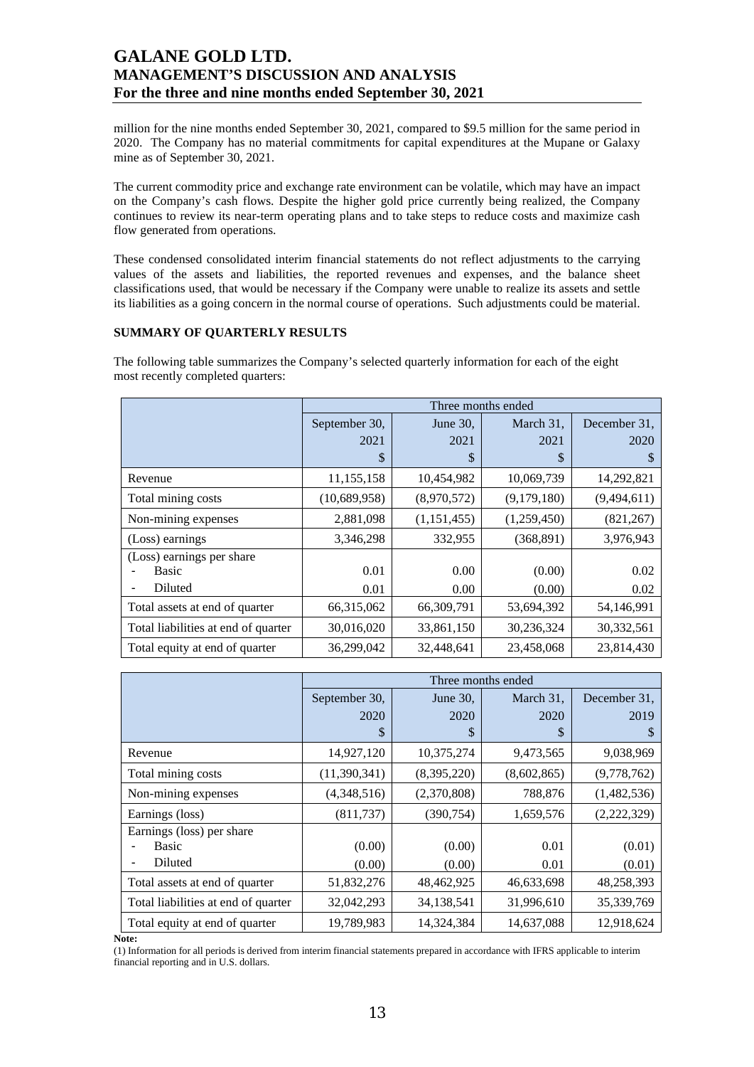million for the nine months ended September 30, 2021, compared to $9.5 million for the same period in 2020. The Company has no material commitments for capital expenditures at the Mupane or Galaxy mine as of September 30, 2021.

The current commodity price and exchange rate environment can be volatile, which may have an impact on the Company's cash flows. Despite the higher gold price currently being realized, the Company continues to review its near-term operating plans and to take steps to reduce costs and maximize cash flow generated from operations.

These condensed consolidated interim financial statements do not reflect adjustments to the carrying values of the assets and liabilities, the reported revenues and expenses, and the balance sheet classifications used, that would be necessary if the Company were unable to realize its assets and settle its liabilities as a going concern in the normal course of operations. Such adjustments could be material.

**SUMMARY OF QUARTERLY RESULTS**

The following table summarizes the Company's selected quarterly information for each of the eight most recently completed quarters:

| | Three months ended | | | |
|---|---|---|---|---|
| | September 30, 2021 $ | June 30, 2021 $ | March 31, 2021 $ | December 31, 2020 $ |
| Revenue | 11,155,158 | 10,454,982 | 10,069,739 | 14,292,821 |
| Total mining costs | (10,689,958) | (8,970,572) | (9,179,180) | (9,494,611) |
| Non-mining expenses | 2,881,098 | (1,151,455) | (1,259,450) | (821,267) |
| (Loss) earnings | 3,346,298 | 332,955 | (368,891) | 3,976,943 |
| (Loss) earnings per share | | | | |
| - Basic | 0.01 | 0.00 | (0.00) | 0.02 |
| - Diluted | 0.01 | 0.00 | (0.00) | 0.02 |
| Total assets at end of quarter | 66,315,062 | 66,309,791 | 53,694,392 | 54,146,991 |
| Total liabilities at end of quarter | 30,016,020 | 33,861,150 | 30,236,324 | 30,332,561 |
| Total equity at end of quarter | 36,299,042 | 32,448,641 | 23,458,068 | 23,814,430 |

| | Three months ended | | | |
|---|---|---|---|---|
| | September 30, 2020 $ | June 30, 2020 $ | March 31, 2020 $ | December 31, 2019 $ |
| Revenue | 14,927,120 | 10,375,274 | 9,473,565 | 9,038,969 |
| Total mining costs | (11,390,341) | (8,395,220) | (8,602,865) | (9,778,762) |
| Non-mining expenses | (4,348,516) | (2,370,808) | 788,876 | (1,482,536) |
| Earnings (loss) | (811,737) | (390,754) | 1,659,576 | (2,222,329) |
| Earnings (loss) per share | | | | |
| - Basic | (0.00) | (0.00) | 0.01 | (0.01) |
| - Diluted | (0.00) | (0.00) | 0.01 | (0.01) |
| Total assets at end of quarter | 51,832,276 | 48,462,925 | 46,633,698 | 48,258,393 |
| Total liabilities at end of quarter | 32,042,293 | 34,138,541 | 31,996,610 | 35,339,769 |
| Total equity at end of quarter | 19,789,983 | 14,324,384 | 14,637,088 | 12,918,624 |

**Note:**

(1) Information for all periods is derived from interim financial statements prepared in accordance with IFRS applicable to interim financial reporting and in U.S. dollars.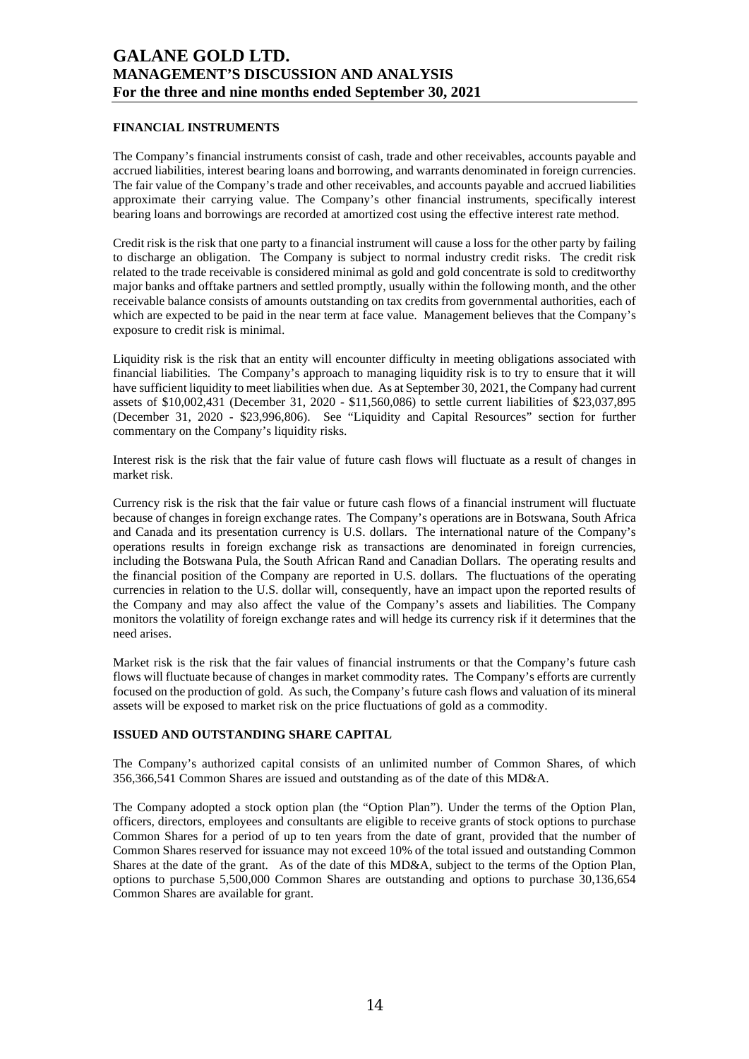## FINANCIAL INSTRUMENTS

The Company's financial instruments consist of cash, trade and other receivables, accounts payable and accrued liabilities, interest bearing loans and borrowing, and warrants denominated in foreign currencies. The fair value of the Company's trade and other receivables, and accounts payable and accrued liabilities approximate their carrying value. The Company's other financial instruments, specifically interest bearing loans and borrowings are recorded at amortized cost using the effective interest rate method.

Credit risk is the risk that one party to a financial instrument will cause a loss for the other party by failing to discharge an obligation. The Company is subject to normal industry credit risks. The credit risk related to the trade receivable is considered minimal as gold and gold concentrate is sold to creditworthy major banks and offtake partners and settled promptly, usually within the following month, and the other receivable balance consists of amounts outstanding on tax credits from governmental authorities, each of which are expected to be paid in the near term at face value. Management believes that the Company's exposure to credit risk is minimal.

Liquidity risk is the risk that an entity will encounter difficulty in meeting obligations associated with financial liabilities. The Company's approach to managing liquidity risk is to try to ensure that it will have sufficient liquidity to meet liabilities when due. As at September 30, 2021, the Company had current assets of $10,002,431 (December 31, 2020 - $11,560,086) to settle current liabilities of $23,037,895 (December 31, 2020 - $23,996,806). See "Liquidity and Capital Resources" section for further commentary on the Company's liquidity risks.

Interest risk is the risk that the fair value of future cash flows will fluctuate as a result of changes in market risk.

Currency risk is the risk that the fair value or future cash flows of a financial instrument will fluctuate because of changes in foreign exchange rates. The Company's operations are in Botswana, South Africa and Canada and its presentation currency is U.S. dollars. The international nature of the Company's operations results in foreign exchange risk as transactions are denominated in foreign currencies, including the Botswana Pula, the South African Rand and Canadian Dollars. The operating results and the financial position of the Company are reported in U.S. dollars. The fluctuations of the operating currencies in relation to the U.S. dollar will, consequently, have an impact upon the reported results of the Company and may also affect the value of the Company's assets and liabilities. The Company monitors the volatility of foreign exchange rates and will hedge its currency risk if it determines that the need arises.

Market risk is the risk that the fair values of financial instruments or that the Company's future cash flows will fluctuate because of changes in market commodity rates. The Company's efforts are currently focused on the production of gold. As such, the Company's future cash flows and valuation of its mineral assets will be exposed to market risk on the price fluctuations of gold as a commodity.

## ISSUED AND OUTSTANDING SHARE CAPITAL

The Company's authorized capital consists of an unlimited number of Common Shares, of which 356,366,541 Common Shares are issued and outstanding as of the date of this MD&A.

The Company adopted a stock option plan (the "Option Plan"). Under the terms of the Option Plan, officers, directors, employees and consultants are eligible to receive grants of stock options to purchase Common Shares for a period of up to ten years from the date of grant, provided that the number of Common Shares reserved for issuance may not exceed 10% of the total issued and outstanding Common Shares at the date of the grant. As of the date of this MD&A, subject to the terms of the Option Plan, options to purchase 5,500,000 Common Shares are outstanding and options to purchase 30,136,654 Common Shares are available for grant.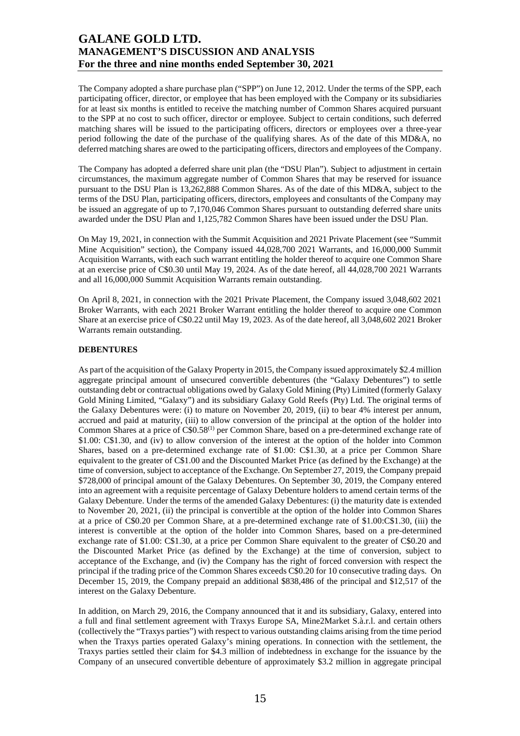The Company adopted a share purchase plan ("SPP") on June 12, 2012. Under the terms of the SPP, each participating officer, director, or employee that has been employed with the Company or its subsidiaries for at least six months is entitled to receive the matching number of Common Shares acquired pursuant to the SPP at no cost to such officer, director or employee. Subject to certain conditions, such deferred matching shares will be issued to the participating officers, directors or employees over a three-year period following the date of the purchase of the qualifying shares. As of the date of this MD&A, no deferred matching shares are owed to the participating officers, directors and employees of the Company.

The Company has adopted a deferred share unit plan (the "DSU Plan"). Subject to adjustment in certain circumstances, the maximum aggregate number of Common Shares that may be reserved for issuance pursuant to the DSU Plan is 13,262,888 Common Shares. As of the date of this MD&A, subject to the terms of the DSU Plan, participating officers, directors, employees and consultants of the Company may be issued an aggregate of up to 7,170,046 Common Shares pursuant to outstanding deferred share units awarded under the DSU Plan and 1,125,782 Common Shares have been issued under the DSU Plan.

On May 19, 2021, in connection with the Summit Acquisition and 2021 Private Placement (see "Summit Mine Acquisition" section), the Company issued 44,028,700 2021 Warrants, and 16,000,000 Summit Acquisition Warrants, with each such warrant entitling the holder thereof to acquire one Common Share at an exercise price of C$0.30 until May 19, 2024. As of the date hereof, all 44,028,700 2021 Warrants and all 16,000,000 Summit Acquisition Warrants remain outstanding.

On April 8, 2021, in connection with the 2021 Private Placement, the Company issued 3,048,602 2021 Broker Warrants, with each 2021 Broker Warrant entitling the holder thereof to acquire one Common Share at an exercise price of C$0.22 until May 19, 2023. As of the date hereof, all 3,048,602 2021 Broker Warrants remain outstanding.

**DEBENTURES**

As part of the acquisition of the Galaxy Property in 2015, the Company issued approximately $2.4 million aggregate principal amount of unsecured convertible debentures (the "Galaxy Debentures") to settle outstanding debt or contractual obligations owed by Galaxy Gold Mining (Pty) Limited (formerly Galaxy Gold Mining Limited, "Galaxy") and its subsidiary Galaxy Gold Reefs (Pty) Ltd. The original terms of the Galaxy Debentures were: (i) to mature on November 20, 2019, (ii) to bear 4% interest per annum, accrued and paid at maturity, (iii) to allow conversion of the principal at the option of the holder into Common Shares at a price of C$0.58(1) per Common Share, based on a pre-determined exchange rate of $1.00: C$1.30, and (iv) to allow conversion of the interest at the option of the holder into Common Shares, based on a pre-determined exchange rate of $1.00: C$1.30, at a price per Common Share equivalent to the greater of C$1.00 and the Discounted Market Price (as defined by the Exchange) at the time of conversion, subject to acceptance of the Exchange. On September 27, 2019, the Company prepaid $728,000 of principal amount of the Galaxy Debentures. On September 30, 2019, the Company entered into an agreement with a requisite percentage of Galaxy Debenture holders to amend certain terms of the Galaxy Debenture. Under the terms of the amended Galaxy Debentures: (i) the maturity date is extended to November 20, 2021, (ii) the principal is convertible at the option of the holder into Common Shares at a price of C$0.20 per Common Share, at a pre-determined exchange rate of $1.00:C$1.30, (iii) the interest is convertible at the option of the holder into Common Shares, based on a pre-determined exchange rate of $1.00: C$1.30, at a price per Common Share equivalent to the greater of C$0.20 and the Discounted Market Price (as defined by the Exchange) at the time of conversion, subject to acceptance of the Exchange, and (iv) the Company has the right of forced conversion with respect the principal if the trading price of the Common Shares exceeds C$0.20 for 10 consecutive trading days. On December 15, 2019, the Company prepaid an additional $838,486 of the principal and $12,517 of the interest on the Galaxy Debenture.

In addition, on March 29, 2016, the Company announced that it and its subsidiary, Galaxy, entered into a full and final settlement agreement with Traxys Europe SA, Mine2Market S.à.r.l. and certain others (collectively the "Traxys parties") with respect to various outstanding claims arising from the time period when the Traxys parties operated Galaxy's mining operations. In connection with the settlement, the Traxys parties settled their claim for $4.3 million of indebtedness in exchange for the issuance by the Company of an unsecured convertible debenture of approximately $3.2 million in aggregate principal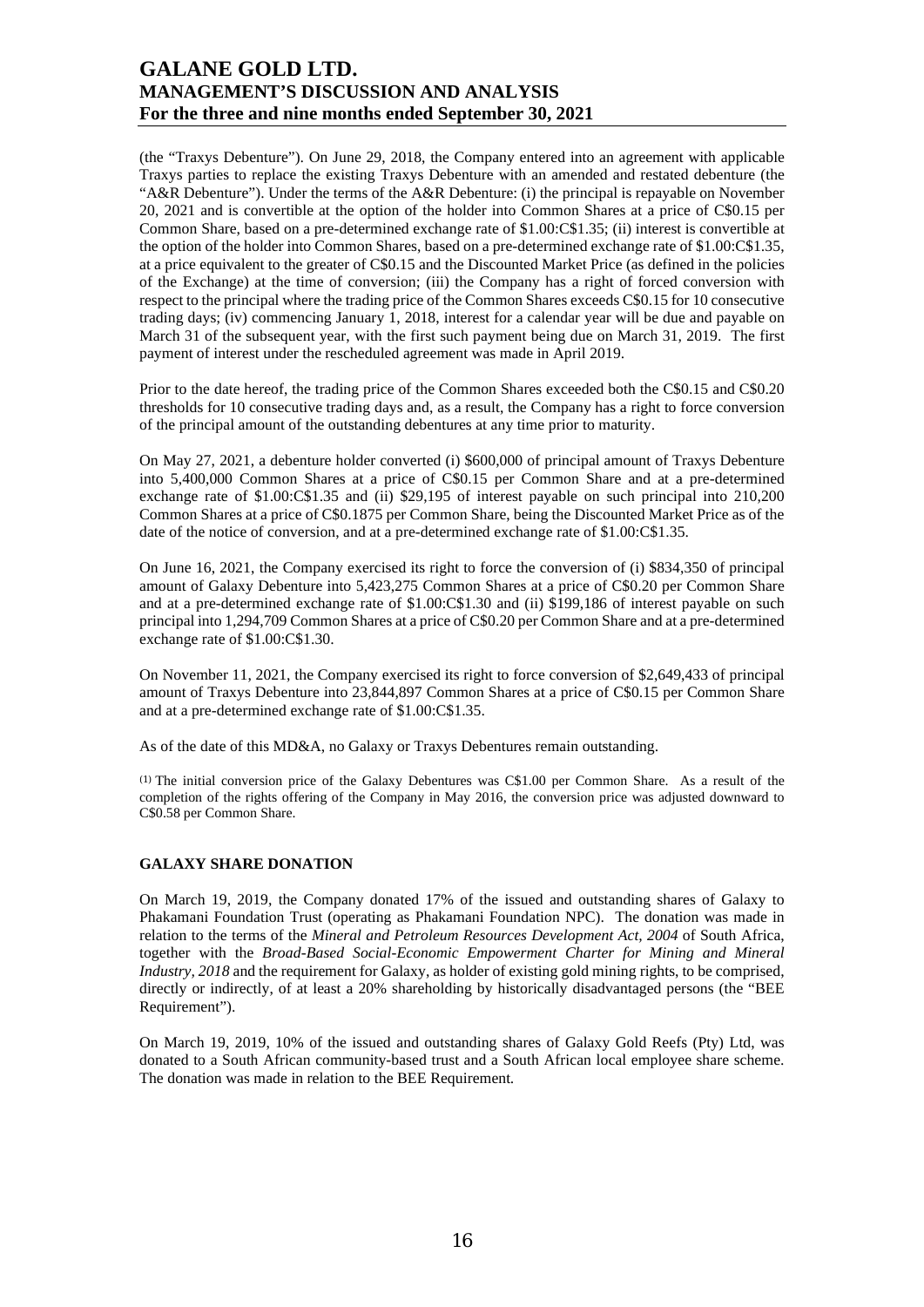(the "Traxys Debenture"). On June 29, 2018, the Company entered into an agreement with applicable Traxys parties to replace the existing Traxys Debenture with an amended and restated debenture (the "A&R Debenture"). Under the terms of the A&R Debenture: (i) the principal is repayable on November 20, 2021 and is convertible at the option of the holder into Common Shares at a price of C$0.15 per Common Share, based on a pre-determined exchange rate of $1.00:C$1.35; (ii) interest is convertible at the option of the holder into Common Shares, based on a pre-determined exchange rate of $1.00:C$1.35, at a price equivalent to the greater of C$0.15 and the Discounted Market Price (as defined in the policies of the Exchange) at the time of conversion; (iii) the Company has a right of forced conversion with respect to the principal where the trading price of the Common Shares exceeds C$0.15 for 10 consecutive trading days; (iv) commencing January 1, 2018, interest for a calendar year will be due and payable on March 31 of the subsequent year, with the first such payment being due on March 31, 2019. The first payment of interest under the rescheduled agreement was made in April 2019.

Prior to the date hereof, the trading price of the Common Shares exceeded both the C$0.15 and C$0.20 thresholds for 10 consecutive trading days and, as a result, the Company has a right to force conversion of the principal amount of the outstanding debentures at any time prior to maturity.

On May 27, 2021, a debenture holder converted (i) $600,000 of principal amount of Traxys Debenture into 5,400,000 Common Shares at a price of C$0.15 per Common Share and at a pre-determined exchange rate of $1.00:C$1.35 and (ii) $29,195 of interest payable on such principal into 210,200 Common Shares at a price of C$0.1875 per Common Share, being the Discounted Market Price as of the date of the notice of conversion, and at a pre-determined exchange rate of $1.00:C$1.35.

On June 16, 2021, the Company exercised its right to force the conversion of (i) $834,350 of principal amount of Galaxy Debenture into 5,423,275 Common Shares at a price of C$0.20 per Common Share and at a pre-determined exchange rate of $1.00:C$1.30 and (ii) $199,186 of interest payable on such principal into 1,294,709 Common Shares at a price of C$0.20 per Common Share and at a pre-determined exchange rate of $1.00:C$1.30.

On November 11, 2021, the Company exercised its right to force conversion of $2,649,433 of principal amount of Traxys Debenture into 23,844,897 Common Shares at a price of C$0.15 per Common Share and at a pre-determined exchange rate of $1.00:C$1.35.

As of the date of this MD&A, no Galaxy or Traxys Debentures remain outstanding.

(1) The initial conversion price of the Galaxy Debentures was C$1.00 per Common Share. As a result of the completion of the rights offering of the Company in May 2016, the conversion price was adjusted downward to C$0.58 per Common Share.

## GALAXY SHARE DONATION

On March 19, 2019, the Company donated 17% of the issued and outstanding shares of Galaxy to Phakamani Foundation Trust (operating as Phakamani Foundation NPC). The donation was made in relation to the terms of the *Mineral and Petroleum Resources Development Act, 2004* of South Africa, together with the *Broad-Based Social-Economic Empowerment Charter for Mining and Mineral Industry, 2018* and the requirement for Galaxy, as holder of existing gold mining rights, to be comprised, directly or indirectly, of at least a 20% shareholding by historically disadvantaged persons (the "BEE Requirement").

On March 19, 2019, 10% of the issued and outstanding shares of Galaxy Gold Reefs (Pty) Ltd, was donated to a South African community-based trust and a South African local employee share scheme. The donation was made in relation to the BEE Requirement.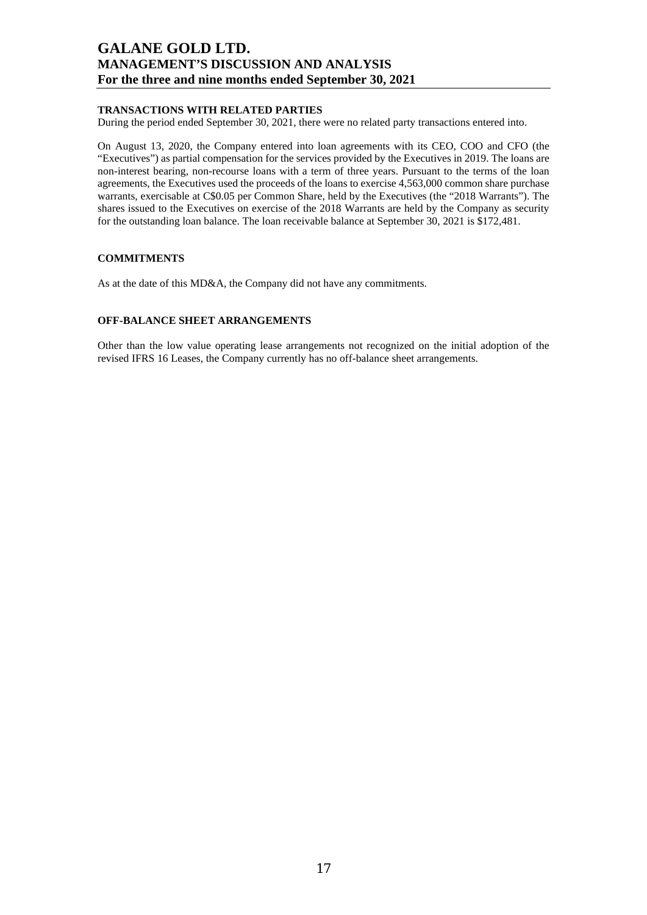## TRANSACTIONS WITH RELATED PARTIES

During the period ended September 30, 2021, there were no related party transactions entered into.

On August 13, 2020, the Company entered into loan agreements with its CEO, COO and CFO (the "Executives") as partial compensation for the services provided by the Executives in 2019. The loans are non-interest bearing, non-recourse loans with a term of three years. Pursuant to the terms of the loan agreements, the Executives used the proceeds of the loans to exercise 4,563,000 common share purchase warrants, exercisable at C$0.05 per Common Share, held by the Executives (the "2018 Warrants"). The shares issued to the Executives on exercise of the 2018 Warrants are held by the Company as security for the outstanding loan balance. The loan receivable balance at September 30, 2021 is $172,481.

## COMMITMENTS

As at the date of this MD&A, the Company did not have any commitments.

## OFF-BALANCE SHEET ARRANGEMENTS

Other than the low value operating lease arrangements not recognized on the initial adoption of the revised IFRS 16 Leases, the Company currently has no off-balance sheet arrangements.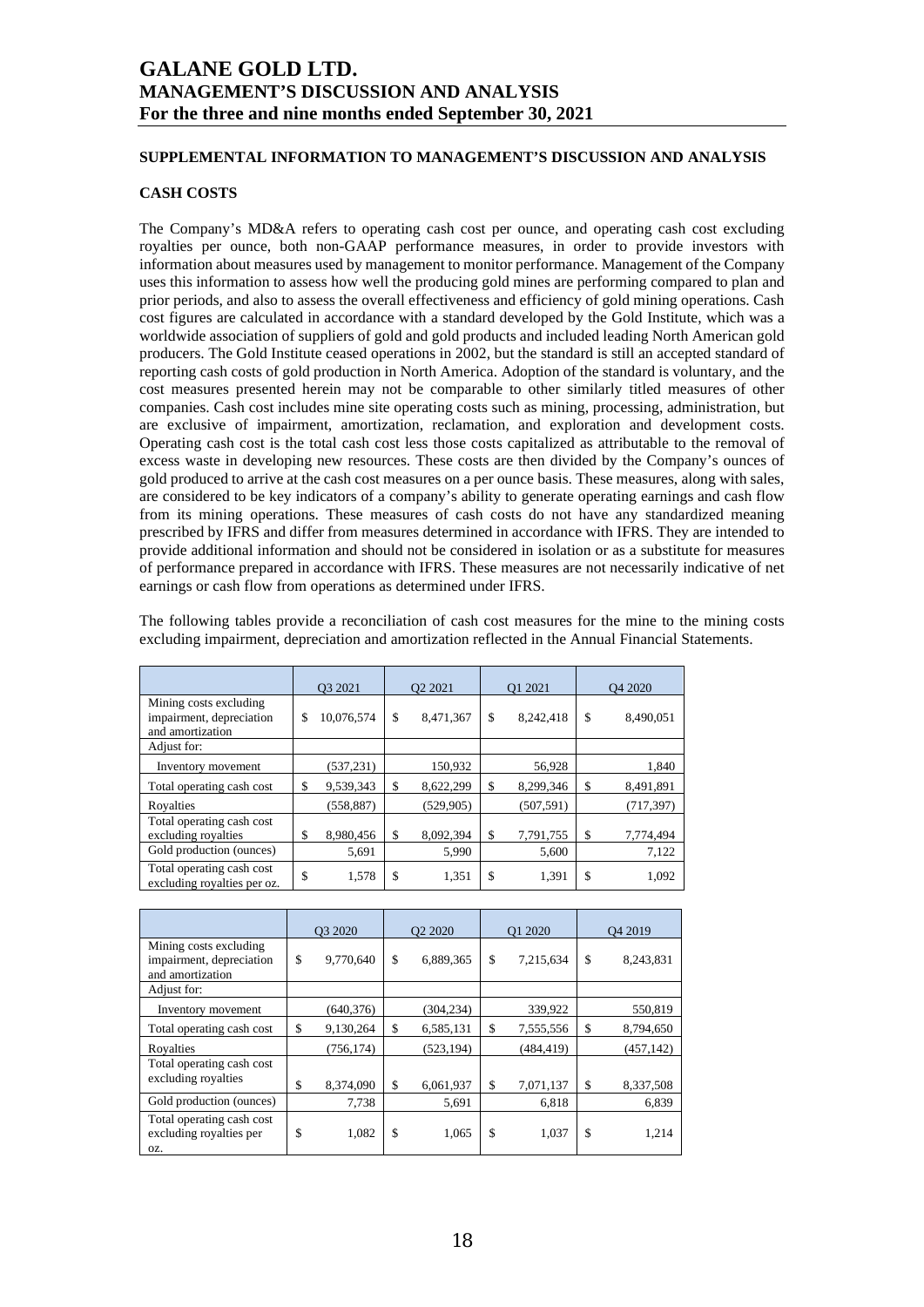## SUPPLEMENTAL INFORMATION TO MANAGEMENT'S DISCUSSION AND ANALYSIS

### CASH COSTS

The Company's MD&A refers to operating cash cost per ounce, and operating cash cost excluding royalties per ounce, both non-GAAP performance measures, in order to provide investors with information about measures used by management to monitor performance. Management of the Company uses this information to assess how well the producing gold mines are performing compared to plan and prior periods, and also to assess the overall effectiveness and efficiency of gold mining operations. Cash cost figures are calculated in accordance with a standard developed by the Gold Institute, which was a worldwide association of suppliers of gold and gold products and included leading North American gold producers. The Gold Institute ceased operations in 2002, but the standard is still an accepted standard of reporting cash costs of gold production in North America. Adoption of the standard is voluntary, and the cost measures presented herein may not be comparable to other similarly titled measures of other companies. Cash cost includes mine site operating costs such as mining, processing, administration, but are exclusive of impairment, amortization, reclamation, and exploration and development costs. Operating cash cost is the total cash cost less those costs capitalized as attributable to the removal of excess waste in developing new resources. These costs are then divided by the Company's ounces of gold produced to arrive at the cash cost measures on a per ounce basis. These measures, along with sales, are considered to be key indicators of a company's ability to generate operating earnings and cash flow from its mining operations. These measures of cash costs do not have any standardized meaning prescribed by IFRS and differ from measures determined in accordance with IFRS. They are intended to provide additional information and should not be considered in isolation or as a substitute for measures of performance prepared in accordance with IFRS. These measures are not necessarily indicative of net earnings or cash flow from operations as determined under IFRS.

The following tables provide a reconciliation of cash cost measures for the mine to the mining costs excluding impairment, depreciation and amortization reflected in the Annual Financial Statements.

| | Q3 2021 | Q2 2021 | Q1 2021 | Q4 2020 |
|---|---|---|---|---|
| Mining costs excluding impairment, depreciation and amortization | $ 10,076,574 | $ 8,471,367 | $ 8,242,418 | $ 8,490,051 |
| Adjust for: | | | | |
| Inventory movement | (537,231) | 150,932 | 56,928 | 1,840 |
| Total operating cash cost | $ 9,539,343 | $ 8,622,299 | $ 8,299,346 | $ 8,491,891 |
| Royalties | (558,887) | (529,905) | (507,591) | (717,397) |
| Total operating cash cost excluding royalties | $ 8,980,456 | $ 8,092,394 | $ 7,791,755 | $ 7,774,494 |
| Gold production (ounces) | 5,691 | 5,990 | 5,600 | 7,122 |
| Total operating cash cost excluding royalties per oz. | $ 1,578 | $ 1,351 | $ 1,391 | $ 1,092 |

| | Q3 2020 | Q2 2020 | Q1 2020 | Q4 2019 |
|---|---|---|---|---|
| Mining costs excluding impairment, depreciation and amortization | $ 9,770,640 | $ 6,889,365 | $ 7,215,634 | $ 8,243,831 |
| Adjust for: | | | | |
| Inventory movement | (640,376) | (304,234) | 339,922 | 550,819 |
| Total operating cash cost | $ 9,130,264 | $ 6,585,131 | $ 7,555,556 | $ 8,794,650 |
| Royalties | (756,174) | (523,194) | (484,419) | (457,142) |
| Total operating cash cost excluding royalties | $ 8,374,090 | $ 6,061,937 | $ 7,071,137 | $ 8,337,508 |
| Gold production (ounces) | 7,738 | 5,691 | 6,818 | 6,839 |
| Total operating cash cost excluding royalties per oz. | $ 1,082 | $ 1,065 | $ 1,037 | $ 1,214 |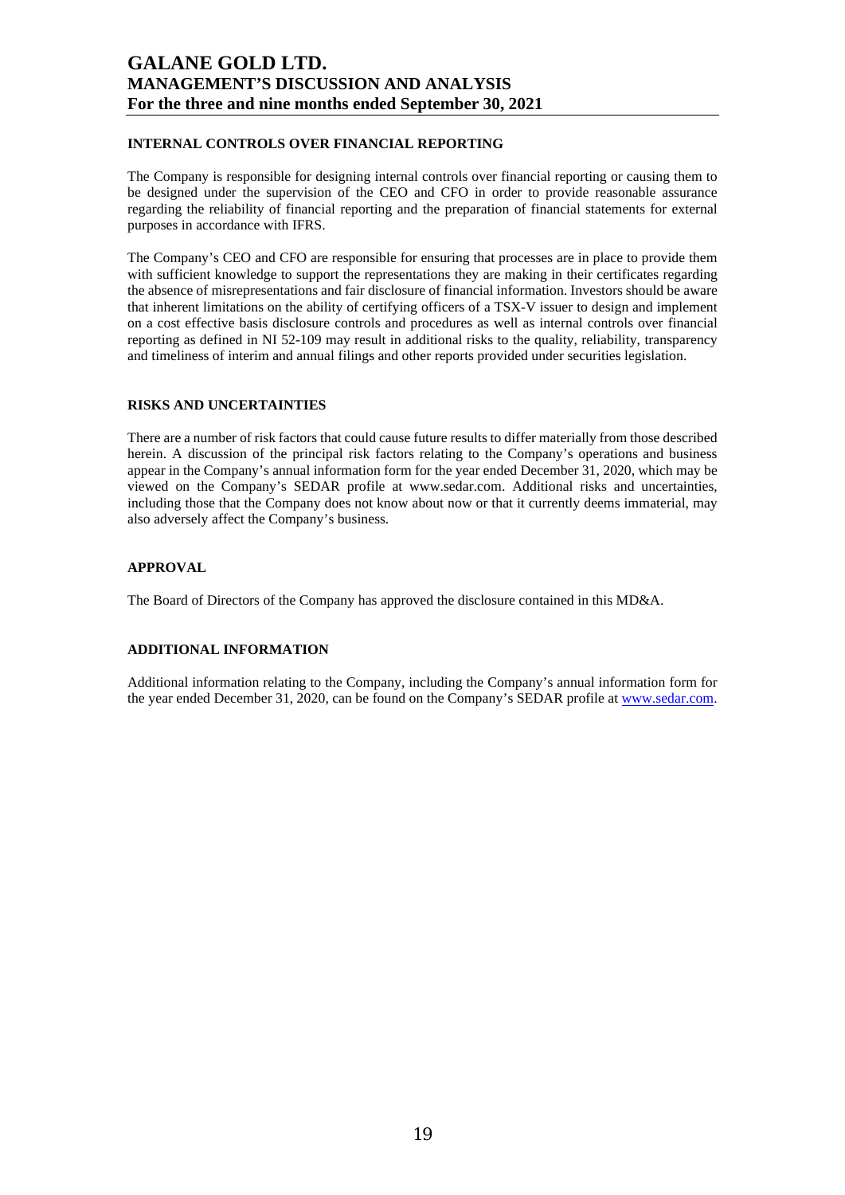## INTERNAL CONTROLS OVER FINANCIAL REPORTING

The Company is responsible for designing internal controls over financial reporting or causing them to be designed under the supervision of the CEO and CFO in order to provide reasonable assurance regarding the reliability of financial reporting and the preparation of financial statements for external purposes in accordance with IFRS.

The Company's CEO and CFO are responsible for ensuring that processes are in place to provide them with sufficient knowledge to support the representations they are making in their certificates regarding the absence of misrepresentations and fair disclosure of financial information. Investors should be aware that inherent limitations on the ability of certifying officers of a TSX-V issuer to design and implement on a cost effective basis disclosure controls and procedures as well as internal controls over financial reporting as defined in NI 52-109 may result in additional risks to the quality, reliability, transparency and timeliness of interim and annual filings and other reports provided under securities legislation.

## RISKS AND UNCERTAINTIES

There are a number of risk factors that could cause future results to differ materially from those described herein. A discussion of the principal risk factors relating to the Company's operations and business appear in the Company's annual information form for the year ended December 31, 2020, which may be viewed on the Company's SEDAR profile at www.sedar.com. Additional risks and uncertainties, including those that the Company does not know about now or that it currently deems immaterial, may also adversely affect the Company's business.

## APPROVAL

The Board of Directors of the Company has approved the disclosure contained in this MD&A.

## ADDITIONAL INFORMATION

Additional information relating to the Company, including the Company's annual information form for the year ended December 31, 2020, can be found on the Company's SEDAR profile at [www.sedar.com](www.sedar.com).